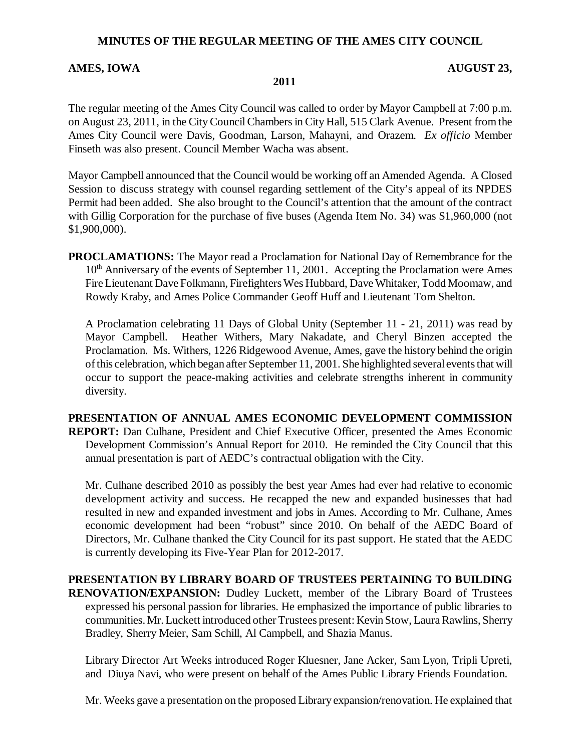**MINUTES OF THE REGULAR MEETING OF THE AMES CITY COUNCIL**

**AMES, IOWA AUGUST 23, 2011**

The regular meeting of the Ames City Council was called to order by Mayor Campbell at 7:00 p.m. on August 23, 2011, in the City Council Chambers in City Hall, 515 Clark Avenue. Present from the Ames City Council were Davis, Goodman, Larson, Mahayni, and Orazem. *Ex officio* Member Finseth was also present. Council Member Wacha was absent.

Mayor Campbell announced that the Council would be working off an Amended Agenda. A Closed Session to discuss strategy with counsel regarding settlement of the City's appeal of its NPDES Permit had been added. She also brought to the Council's attention that the amount of the contract with Gillig Corporation for the purchase of five buses (Agenda Item No. 34) was $1,960,000 (not $1,900,000).

**PROCLAMATIONS:** The Mayor read a Proclamation for National Day of Remembrance for the 10th Anniversary of the events of September 11, 2001. Accepting the Proclamation were Ames Fire Lieutenant Dave Folkmann, Firefighters Wes Hubbard, Dave Whitaker, Todd Moomaw, and Rowdy Kraby, and Ames Police Commander Geoff Huff and Lieutenant Tom Shelton.

A Proclamation celebrating 11 Days of Global Unity (September 11 - 21, 2011) was read by Mayor Campbell. Heather Withers, Mary Nakadate, and Cheryl Binzen accepted the Proclamation. Ms. Withers, 1226 Ridgewood Avenue, Ames, gave the history behind the origin of this celebration, which began after September 11, 2001. She highlighted several events that will occur to support the peace-making activities and celebrate strengths inherent in community diversity.

**PRESENTATION OF ANNUAL AMES ECONOMIC DEVELOPMENT COMMISSION REPORT:** Dan Culhane, President and Chief Executive Officer, presented the Ames Economic Development Commission's Annual Report for 2010. He reminded the City Council that this annual presentation is part of AEDC's contractual obligation with the City.

Mr. Culhane described 2010 as possibly the best year Ames had ever had relative to economic development activity and success. He recapped the new and expanded businesses that had resulted in new and expanded investment and jobs in Ames. According to Mr. Culhane, Ames economic development had been "robust" since 2010. On behalf of the AEDC Board of Directors, Mr. Culhane thanked the City Council for its past support. He stated that the AEDC is currently developing its Five-Year Plan for 2012-2017.

**PRESENTATION BY LIBRARY BOARD OF TRUSTEES PERTAINING TO BUILDING RENOVATION/EXPANSION:** Dudley Luckett, member of the Library Board of Trustees expressed his personal passion for libraries. He emphasized the importance of public libraries to communities. Mr. Luckett introduced other Trustees present: Kevin Stow, Laura Rawlins, Sherry Bradley, Sherry Meier, Sam Schill, Al Campbell, and Shazia Manus.

Library Director Art Weeks introduced Roger Kluesner, Jane Acker, Sam Lyon, Tripli Upreti, and Diuya Navi, who were present on behalf of the Ames Public Library Friends Foundation.

Mr. Weeks gave a presentation on the proposed Library expansion/renovation. He explained that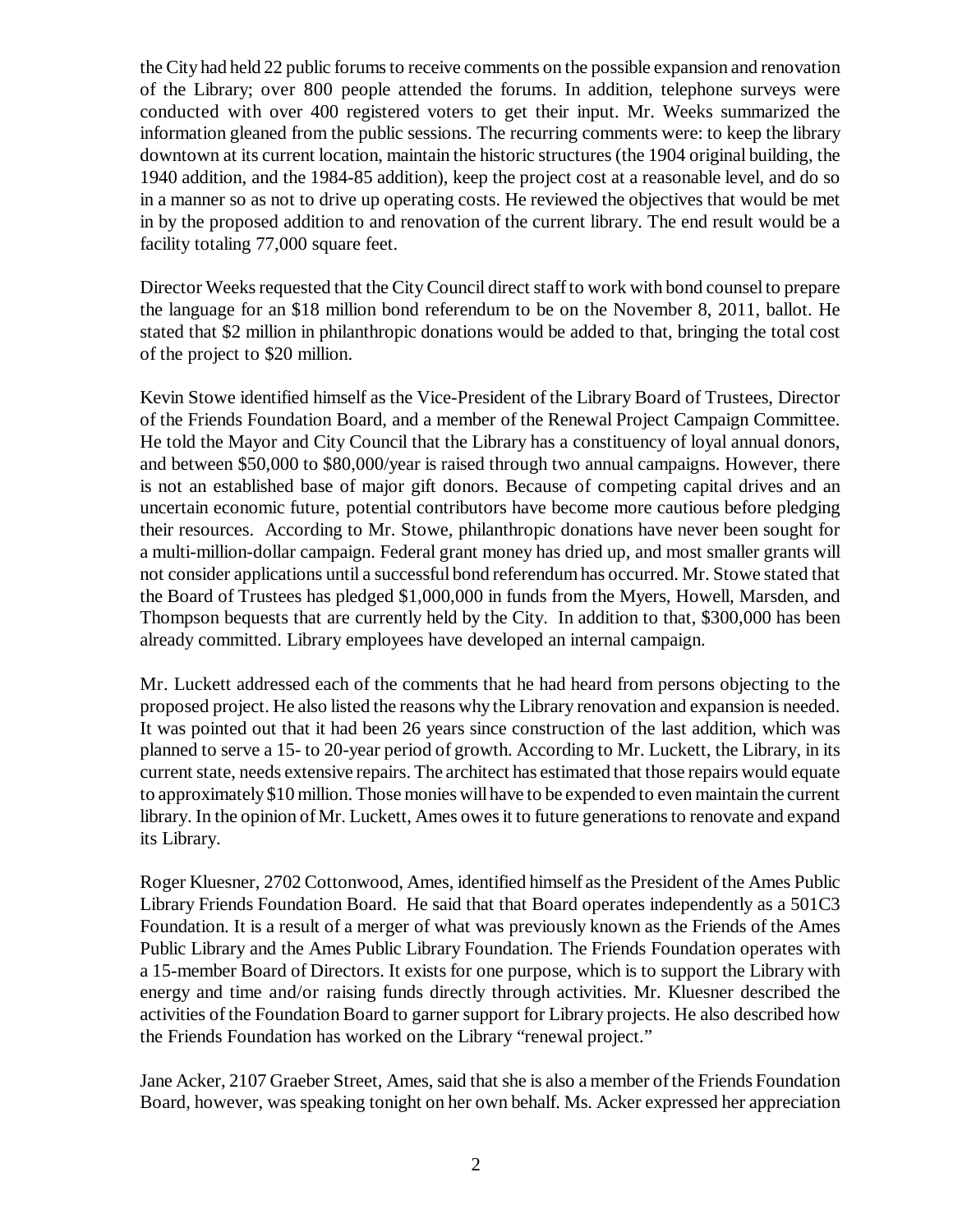the City had held 22 public forums to receive comments on the possible expansion and renovation of the Library; over 800 people attended the forums. In addition, telephone surveys were conducted with over 400 registered voters to get their input. Mr. Weeks summarized the information gleaned from the public sessions. The recurring comments were: to keep the library downtown at its current location, maintain the historic structures (the 1904 original building, the 1940 addition, and the 1984-85 addition), keep the project cost at a reasonable level, and do so in a manner so as not to drive up operating costs. He reviewed the objectives that would be met in by the proposed addition to and renovation of the current library. The end result would be a facility totaling 77,000 square feet.

Director Weeks requested that the City Council direct staff to work with bond counsel to prepare the language for an $18 million bond referendum to be on the November 8, 2011, ballot. He stated that $2 million in philanthropic donations would be added to that, bringing the total cost of the project to $20 million.

Kevin Stowe identified himself as the Vice-President of the Library Board of Trustees, Director of the Friends Foundation Board, and a member of the Renewal Project Campaign Committee. He told the Mayor and City Council that the Library has a constituency of loyal annual donors, and between $50,000 to $80,000/year is raised through two annual campaigns. However, there is not an established base of major gift donors. Because of competing capital drives and an uncertain economic future, potential contributors have become more cautious before pledging their resources. According to Mr. Stowe, philanthropic donations have never been sought for a multi-million-dollar campaign. Federal grant money has dried up, and most smaller grants will not consider applications until a successful bond referendum has occurred. Mr. Stowe stated that the Board of Trustees has pledged $1,000,000 in funds from the Myers, Howell, Marsden, and Thompson bequests that are currently held by the City. In addition to that, $300,000 has been already committed. Library employees have developed an internal campaign.

Mr. Luckett addressed each of the comments that he had heard from persons objecting to the proposed project. He also listed the reasons why the Library renovation and expansion is needed. It was pointed out that it had been 26 years since construction of the last addition, which was planned to serve a 15- to 20-year period of growth. According to Mr. Luckett, the Library, in its current state, needs extensive repairs. The architect has estimated that those repairs would equate to approximately $10 million. Those monies will have to be expended to even maintain the current library. In the opinion of Mr. Luckett, Ames owes it to future generations to renovate and expand its Library.

Roger Kluesner, 2702 Cottonwood, Ames, identified himself as the President of the Ames Public Library Friends Foundation Board. He said that that Board operates independently as a 501C3 Foundation. It is a result of a merger of what was previously known as the Friends of the Ames Public Library and the Ames Public Library Foundation. The Friends Foundation operates with a 15-member Board of Directors. It exists for one purpose, which is to support the Library with energy and time and/or raising funds directly through activities. Mr. Kluesner described the activities of the Foundation Board to garner support for Library projects. He also described how the Friends Foundation has worked on the Library "renewal project."

Jane Acker, 2107 Graeber Street, Ames, said that she is also a member of the Friends Foundation Board, however, was speaking tonight on her own behalf. Ms. Acker expressed her appreciation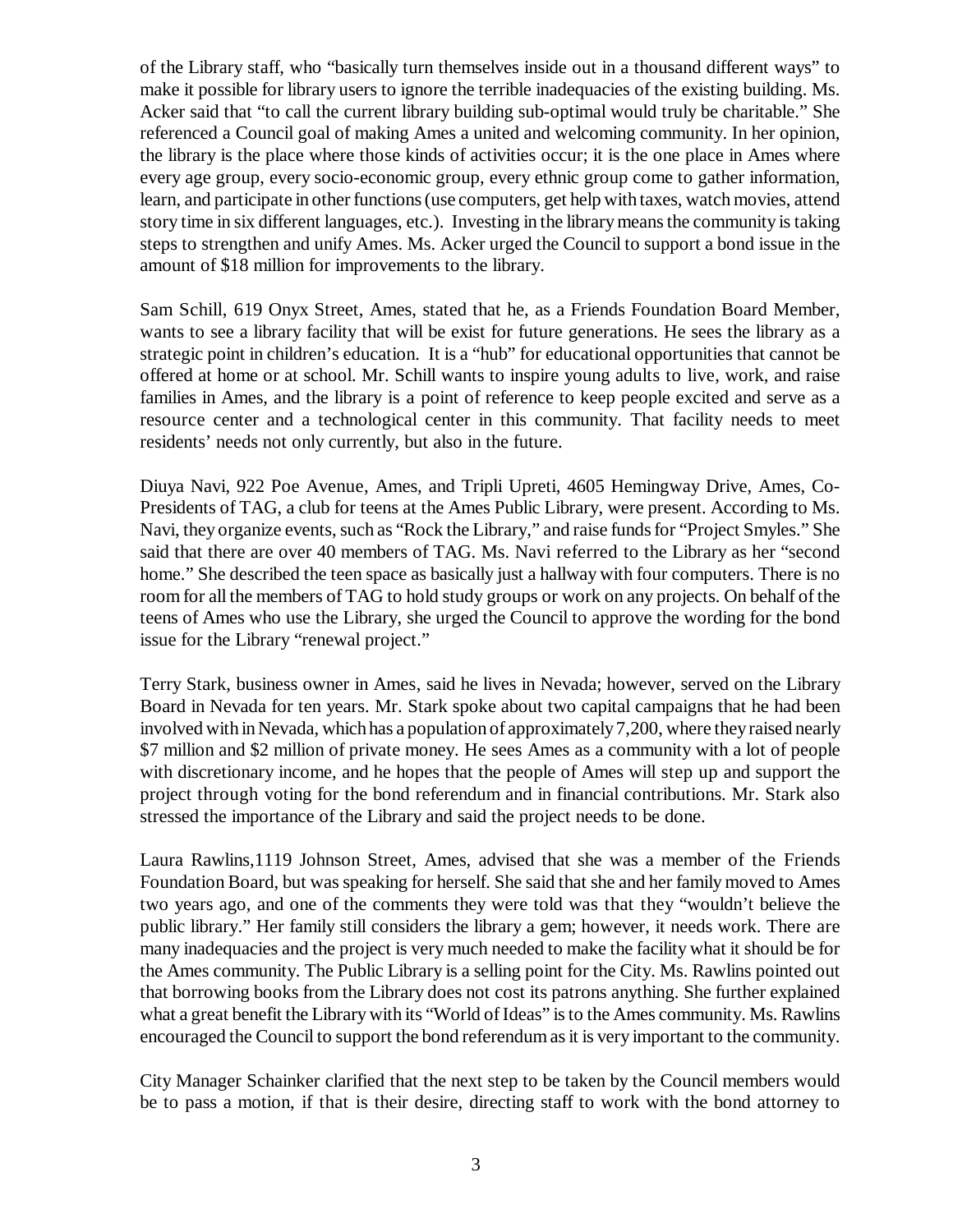of the Library staff, who "basically turn themselves inside out in a thousand different ways" to make it possible for library users to ignore the terrible inadequacies of the existing building. Ms. Acker said that "to call the current library building sub-optimal would truly be charitable." She referenced a Council goal of making Ames a united and welcoming community. In her opinion, the library is the place where those kinds of activities occur; it is the one place in Ames where every age group, every socio-economic group, every ethnic group come to gather information, learn, and participate in other functions (use computers, get help with taxes, watch movies, attend story time in six different languages, etc.). Investing in the library means the community is taking steps to strengthen and unify Ames. Ms. Acker urged the Council to support a bond issue in the amount of $18 million for improvements to the library.

Sam Schill, 619 Onyx Street, Ames, stated that he, as a Friends Foundation Board Member, wants to see a library facility that will be exist for future generations. He sees the library as a strategic point in children's education. It is a "hub" for educational opportunities that cannot be offered at home or at school. Mr. Schill wants to inspire young adults to live, work, and raise families in Ames, and the library is a point of reference to keep people excited and serve as a resource center and a technological center in this community. That facility needs to meet residents' needs not only currently, but also in the future.

Diuya Navi, 922 Poe Avenue, Ames, and Tripli Upreti, 4605 Hemingway Drive, Ames, Co-Presidents of TAG, a club for teens at the Ames Public Library, were present. According to Ms. Navi, they organize events, such as "Rock the Library," and raise funds for "Project Smyles." She said that there are over 40 members of TAG. Ms. Navi referred to the Library as her "second home." She described the teen space as basically just a hallway with four computers. There is no room for all the members of TAG to hold study groups or work on any projects. On behalf of the teens of Ames who use the Library, she urged the Council to approve the wording for the bond issue for the Library "renewal project."

Terry Stark, business owner in Ames, said he lives in Nevada; however, served on the Library Board in Nevada for ten years. Mr. Stark spoke about two capital campaigns that he had been involved with in Nevada, which has a population of approximately 7,200, where they raised nearly $7 million and $2 million of private money. He sees Ames as a community with a lot of people with discretionary income, and he hopes that the people of Ames will step up and support the project through voting for the bond referendum and in financial contributions. Mr. Stark also stressed the importance of the Library and said the project needs to be done.

Laura Rawlins,1119 Johnson Street, Ames, advised that she was a member of the Friends Foundation Board, but was speaking for herself. She said that she and her family moved to Ames two years ago, and one of the comments they were told was that they "wouldn't believe the public library." Her family still considers the library a gem; however, it needs work. There are many inadequacies and the project is very much needed to make the facility what it should be for the Ames community. The Public Library is a selling point for the City. Ms. Rawlins pointed out that borrowing books from the Library does not cost its patrons anything. She further explained what a great benefit the Library with its "World of Ideas" is to the Ames community. Ms. Rawlins encouraged the Council to support the bond referendum as it is very important to the community.

City Manager Schainker clarified that the next step to be taken by the Council members would be to pass a motion, if that is their desire, directing staff to work with the bond attorney to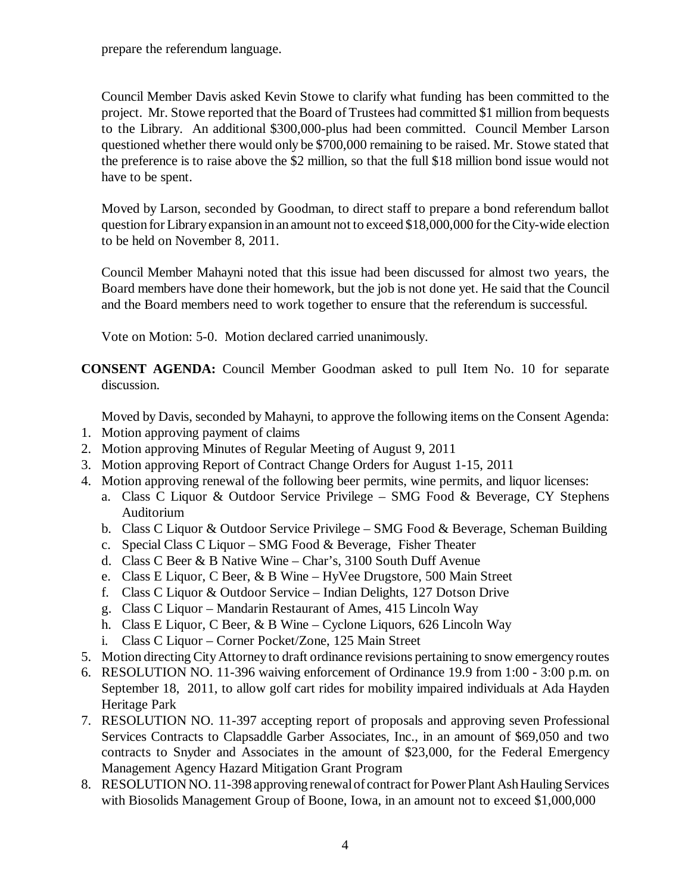prepare the referendum language.

Council Member Davis asked Kevin Stowe to clarify what funding has been committed to the project. Mr. Stowe reported that the Board of Trustees had committed $1 million from bequests to the Library. An additional $300,000-plus had been committed. Council Member Larson questioned whether there would only be $700,000 remaining to be raised. Mr. Stowe stated that the preference is to raise above the $2 million, so that the full $18 million bond issue would not have to be spent.

Moved by Larson, seconded by Goodman, to direct staff to prepare a bond referendum ballot question for Library expansion in an amount not to exceed $18,000,000 for the City-wide election to be held on November 8, 2011.

Council Member Mahayni noted that this issue had been discussed for almost two years, the Board members have done their homework, but the job is not done yet. He said that the Council and the Board members need to work together to ensure that the referendum is successful.

Vote on Motion: 5-0. Motion declared carried unanimously.

**CONSENT AGENDA:** Council Member Goodman asked to pull Item No. 10 for separate discussion.

Moved by Davis, seconded by Mahayni, to approve the following items on the Consent Agenda:

1. Motion approving payment of claims
2. Motion approving Minutes of Regular Meeting of August 9, 2011
3. Motion approving Report of Contract Change Orders for August 1-15, 2011
4. Motion approving renewal of the following beer permits, wine permits, and liquor licenses:
   a. Class C Liquor & Outdoor Service Privilege – SMG Food & Beverage, CY Stephens Auditorium
   b. Class C Liquor & Outdoor Service Privilege – SMG Food & Beverage, Scheman Building
   c. Special Class C Liquor – SMG Food & Beverage, Fisher Theater
   d. Class C Beer & B Native Wine – Char's, 3100 South Duff Avenue
   e. Class E Liquor, C Beer, & B Wine – HyVee Drugstore, 500 Main Street
   f. Class C Liquor & Outdoor Service – Indian Delights, 127 Dotson Drive
   g. Class C Liquor – Mandarin Restaurant of Ames, 415 Lincoln Way
   h. Class E Liquor, C Beer, & B Wine – Cyclone Liquors, 626 Lincoln Way
   i. Class C Liquor – Corner Pocket/Zone, 125 Main Street
5. Motion directing City Attorney to draft ordinance revisions pertaining to snow emergency routes
6. RESOLUTION NO. 11-396 waiving enforcement of Ordinance 19.9 from 1:00 - 3:00 p.m. on September 18, 2011, to allow golf cart rides for mobility impaired individuals at Ada Hayden Heritage Park
7. RESOLUTION NO. 11-397 accepting report of proposals and approving seven Professional Services Contracts to Clapsaddle Garber Associates, Inc., in an amount of $69,050 and two contracts to Snyder and Associates in the amount of $23,000, for the Federal Emergency Management Agency Hazard Mitigation Grant Program
8. RESOLUTION NO. 11-398 approving renewal of contract for Power Plant Ash Hauling Services with Biosolids Management Group of Boone, Iowa, in an amount not to exceed $1,000,000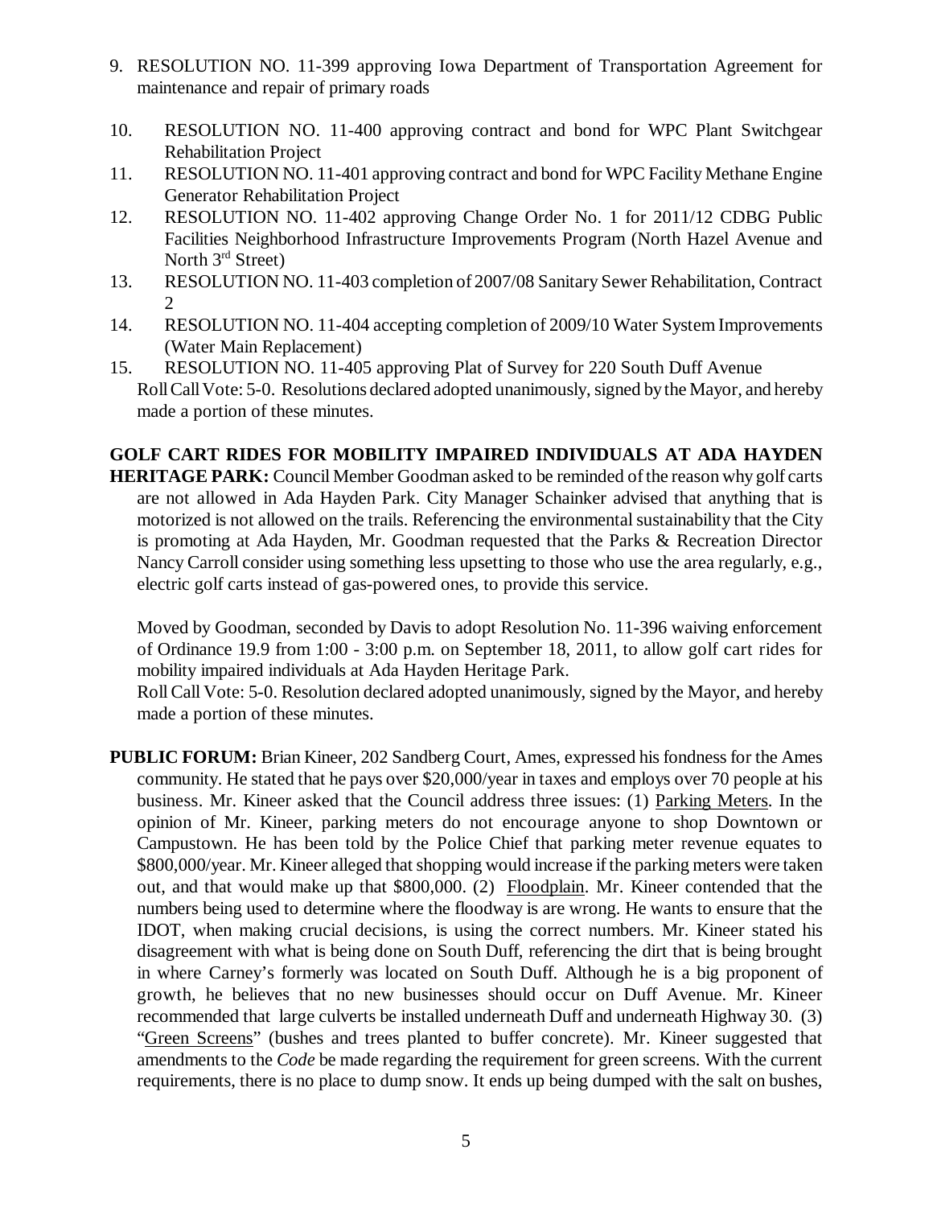9. RESOLUTION NO. 11-399 approving Iowa Department of Transportation Agreement for maintenance and repair of primary roads
10. RESOLUTION NO. 11-400 approving contract and bond for WPC Plant Switchgear Rehabilitation Project
11. RESOLUTION NO. 11-401 approving contract and bond for WPC Facility Methane Engine Generator Rehabilitation Project
12. RESOLUTION NO. 11-402 approving Change Order No. 1 for 2011/12 CDBG Public Facilities Neighborhood Infrastructure Improvements Program (North Hazel Avenue and North 3rd Street)
13. RESOLUTION NO. 11-403 completion of 2007/08 Sanitary Sewer Rehabilitation, Contract 2
14. RESOLUTION NO. 11-404 accepting completion of 2009/10 Water System Improvements (Water Main Replacement)
15. RESOLUTION NO. 11-405 approving Plat of Survey for 220 South Duff Avenue

Roll Call Vote: 5-0. Resolutions declared adopted unanimously, signed by the Mayor, and hereby made a portion of these minutes.

**GOLF CART RIDES FOR MOBILITY IMPAIRED INDIVIDUALS AT ADA HAYDEN HERITAGE PARK:** Council Member Goodman asked to be reminded of the reason why golf carts are not allowed in Ada Hayden Park. City Manager Schainker advised that anything that is motorized is not allowed on the trails. Referencing the environmental sustainability that the City is promoting at Ada Hayden, Mr. Goodman requested that the Parks & Recreation Director Nancy Carroll consider using something less upsetting to those who use the area regularly, e.g., electric golf carts instead of gas-powered ones, to provide this service.

Moved by Goodman, seconded by Davis to adopt Resolution No. 11-396 waiving enforcement of Ordinance 19.9 from 1:00 - 3:00 p.m. on September 18, 2011, to allow golf cart rides for mobility impaired individuals at Ada Hayden Heritage Park.

Roll Call Vote: 5-0. Resolution declared adopted unanimously, signed by the Mayor, and hereby made a portion of these minutes.

**PUBLIC FORUM:** Brian Kineer, 202 Sandberg Court, Ames, expressed his fondness for the Ames community. He stated that he pays over $20,000/year in taxes and employs over 70 people at his business. Mr. Kineer asked that the Council address three issues: (1) Parking Meters. In the opinion of Mr. Kineer, parking meters do not encourage anyone to shop Downtown or Campustown. He has been told by the Police Chief that parking meter revenue equates to $800,000/year. Mr. Kineer alleged that shopping would increase if the parking meters were taken out, and that would make up that $800,000. (2) Floodplain. Mr. Kineer contended that the numbers being used to determine where the floodway is are wrong. He wants to ensure that the IDOT, when making crucial decisions, is using the correct numbers. Mr. Kineer stated his disagreement with what is being done on South Duff, referencing the dirt that is being brought in where Carney's formerly was located on South Duff. Although he is a big proponent of growth, he believes that no new businesses should occur on Duff Avenue. Mr. Kineer recommended that large culverts be installed underneath Duff and underneath Highway 30. (3) "Green Screens" (bushes and trees planted to buffer concrete). Mr. Kineer suggested that amendments to the *Code* be made regarding the requirement for green screens. With the current requirements, there is no place to dump snow. It ends up being dumped with the salt on bushes,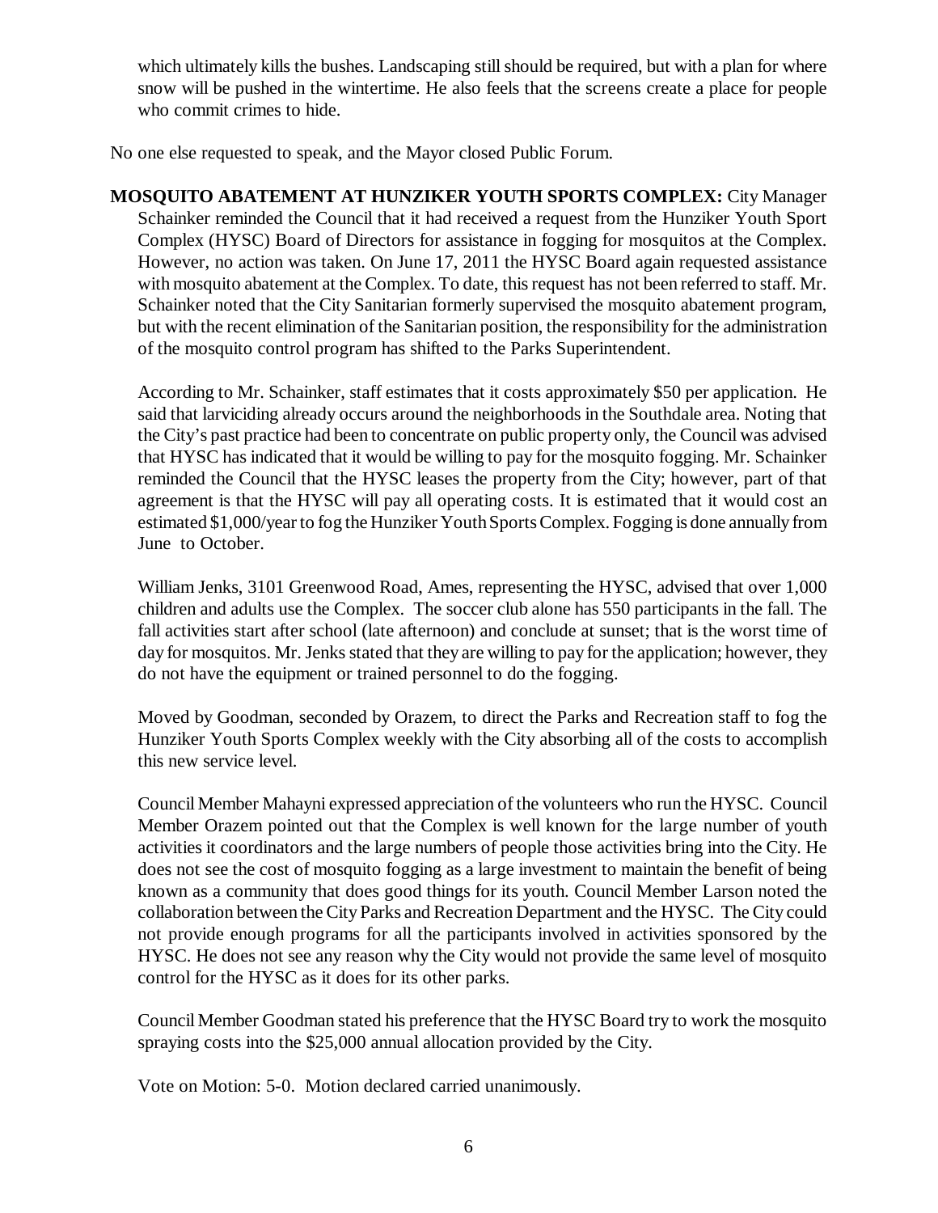which ultimately kills the bushes. Landscaping still should be required, but with a plan for where snow will be pushed in the wintertime. He also feels that the screens create a place for people who commit crimes to hide.

No one else requested to speak, and the Mayor closed Public Forum.

**MOSQUITO ABATEMENT AT HUNZIKER YOUTH SPORTS COMPLEX:** City Manager Schainker reminded the Council that it had received a request from the Hunziker Youth Sport Complex (HYSC) Board of Directors for assistance in fogging for mosquitos at the Complex. However, no action was taken. On June 17, 2011 the HYSC Board again requested assistance with mosquito abatement at the Complex. To date, this request has not been referred to staff. Mr. Schainker noted that the City Sanitarian formerly supervised the mosquito abatement program, but with the recent elimination of the Sanitarian position, the responsibility for the administration of the mosquito control program has shifted to the Parks Superintendent.

According to Mr. Schainker, staff estimates that it costs approximately $50 per application. He said that larviciding already occurs around the neighborhoods in the Southdale area. Noting that the City's past practice had been to concentrate on public property only, the Council was advised that HYSC has indicated that it would be willing to pay for the mosquito fogging. Mr. Schainker reminded the Council that the HYSC leases the property from the City; however, part of that agreement is that the HYSC will pay all operating costs. It is estimated that it would cost an estimated $1,000/year to fog the Hunziker Youth Sports Complex. Fogging is done annually from June to October.

William Jenks, 3101 Greenwood Road, Ames, representing the HYSC, advised that over 1,000 children and adults use the Complex. The soccer club alone has 550 participants in the fall. The fall activities start after school (late afternoon) and conclude at sunset; that is the worst time of day for mosquitos. Mr. Jenks stated that they are willing to pay for the application; however, they do not have the equipment or trained personnel to do the fogging.

Moved by Goodman, seconded by Orazem, to direct the Parks and Recreation staff to fog the Hunziker Youth Sports Complex weekly with the City absorbing all of the costs to accomplish this new service level.

Council Member Mahayni expressed appreciation of the volunteers who run the HYSC. Council Member Orazem pointed out that the Complex is well known for the large number of youth activities it coordinators and the large numbers of people those activities bring into the City. He does not see the cost of mosquito fogging as a large investment to maintain the benefit of being known as a community that does good things for its youth. Council Member Larson noted the collaboration between the City Parks and Recreation Department and the HYSC. The City could not provide enough programs for all the participants involved in activities sponsored by the HYSC. He does not see any reason why the City would not provide the same level of mosquito control for the HYSC as it does for its other parks.

Council Member Goodman stated his preference that the HYSC Board try to work the mosquito spraying costs into the $25,000 annual allocation provided by the City.

Vote on Motion: 5-0. Motion declared carried unanimously.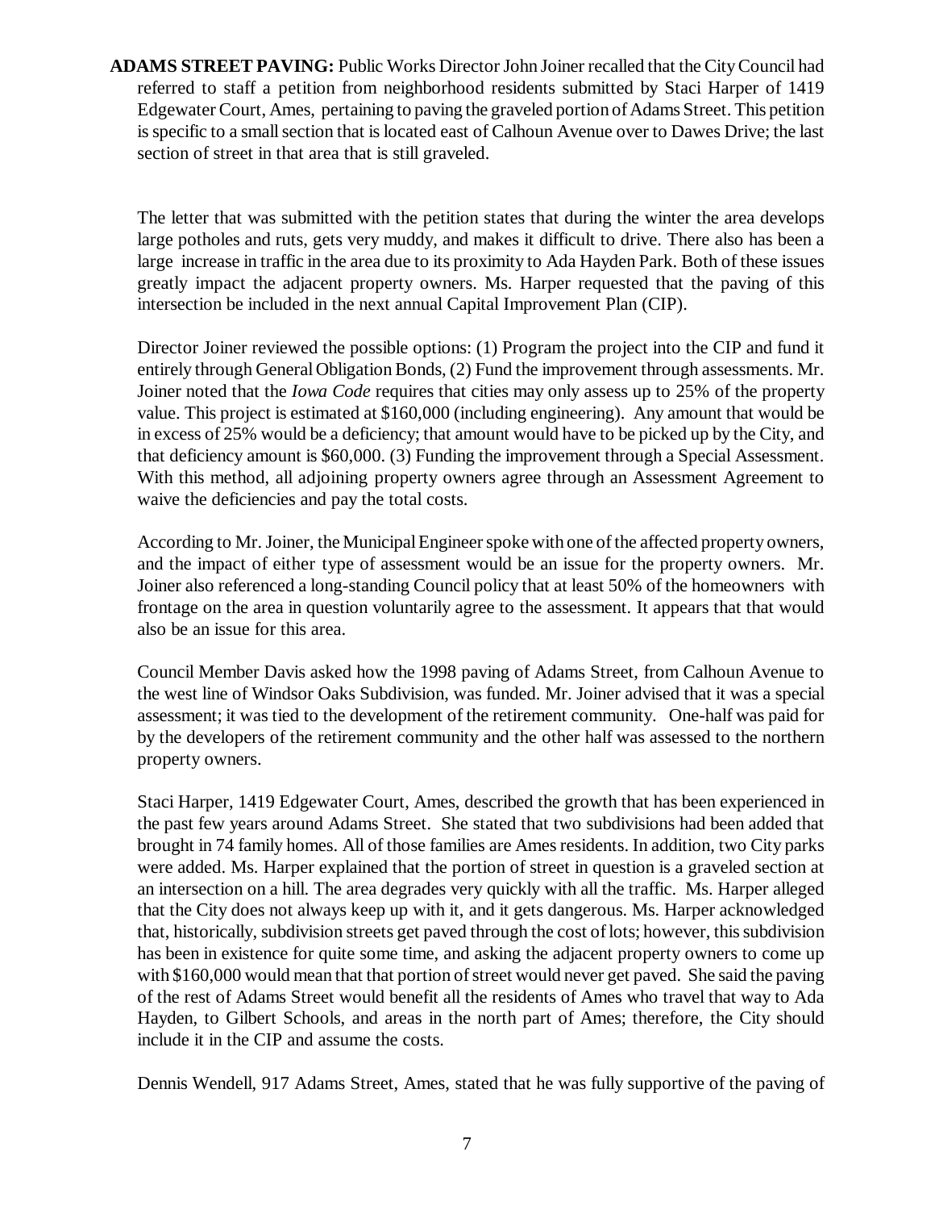**ADAMS STREET PAVING:** Public Works Director John Joiner recalled that the City Council had referred to staff a petition from neighborhood residents submitted by Staci Harper of 1419 Edgewater Court, Ames, pertaining to paving the graveled portion of Adams Street. This petition is specific to a small section that is located east of Calhoun Avenue over to Dawes Drive; the last section of street in that area that is still graveled.

The letter that was submitted with the petition states that during the winter the area develops large potholes and ruts, gets very muddy, and makes it difficult to drive. There also has been a large increase in traffic in the area due to its proximity to Ada Hayden Park. Both of these issues greatly impact the adjacent property owners. Ms. Harper requested that the paving of this intersection be included in the next annual Capital Improvement Plan (CIP).

Director Joiner reviewed the possible options: (1) Program the project into the CIP and fund it entirely through General Obligation Bonds, (2) Fund the improvement through assessments. Mr. Joiner noted that the *Iowa Code* requires that cities may only assess up to 25% of the property value. This project is estimated at $160,000 (including engineering). Any amount that would be in excess of 25% would be a deficiency; that amount would have to be picked up by the City, and that deficiency amount is $60,000. (3) Funding the improvement through a Special Assessment. With this method, all adjoining property owners agree through an Assessment Agreement to waive the deficiencies and pay the total costs.

According to Mr. Joiner, the Municipal Engineer spoke with one of the affected property owners, and the impact of either type of assessment would be an issue for the property owners. Mr. Joiner also referenced a long-standing Council policy that at least 50% of the homeowners with frontage on the area in question voluntarily agree to the assessment. It appears that that would also be an issue for this area.

Council Member Davis asked how the 1998 paving of Adams Street, from Calhoun Avenue to the west line of Windsor Oaks Subdivision, was funded. Mr. Joiner advised that it was a special assessment; it was tied to the development of the retirement community. One-half was paid for by the developers of the retirement community and the other half was assessed to the northern property owners.

Staci Harper, 1419 Edgewater Court, Ames, described the growth that has been experienced in the past few years around Adams Street. She stated that two subdivisions had been added that brought in 74 family homes. All of those families are Ames residents. In addition, two City parks were added. Ms. Harper explained that the portion of street in question is a graveled section at an intersection on a hill. The area degrades very quickly with all the traffic. Ms. Harper alleged that the City does not always keep up with it, and it gets dangerous. Ms. Harper acknowledged that, historically, subdivision streets get paved through the cost of lots; however, this subdivision has been in existence for quite some time, and asking the adjacent property owners to come up with $160,000 would mean that that portion of street would never get paved. She said the paving of the rest of Adams Street would benefit all the residents of Ames who travel that way to Ada Hayden, to Gilbert Schools, and areas in the north part of Ames; therefore, the City should include it in the CIP and assume the costs.

Dennis Wendell, 917 Adams Street, Ames, stated that he was fully supportive of the paving of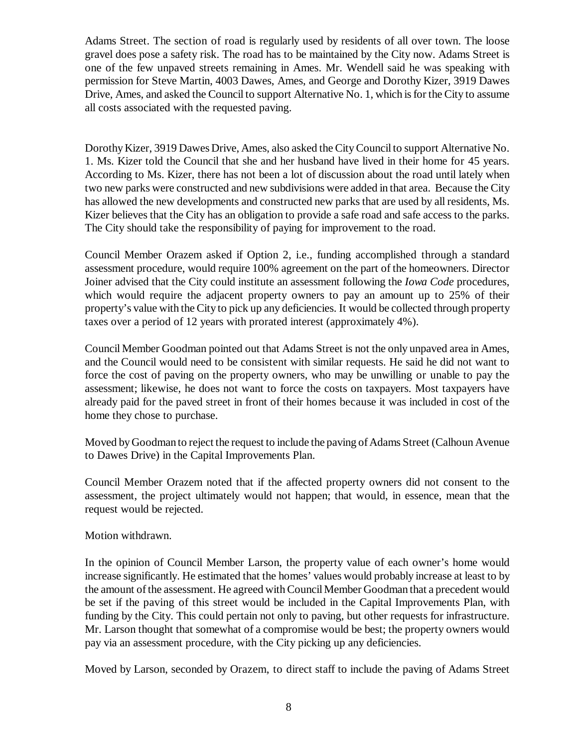Adams Street. The section of road is regularly used by residents of all over town. The loose gravel does pose a safety risk. The road has to be maintained by the City now. Adams Street is one of the few unpaved streets remaining in Ames. Mr. Wendell said he was speaking with permission for Steve Martin, 4003 Dawes, Ames, and George and Dorothy Kizer, 3919 Dawes Drive, Ames, and asked the Council to support Alternative No. 1, which is for the City to assume all costs associated with the requested paving.

Dorothy Kizer, 3919 Dawes Drive, Ames, also asked the City Council to support Alternative No. 1. Ms. Kizer told the Council that she and her husband have lived in their home for 45 years. According to Ms. Kizer, there has not been a lot of discussion about the road until lately when two new parks were constructed and new subdivisions were added in that area. Because the City has allowed the new developments and constructed new parks that are used by all residents, Ms. Kizer believes that the City has an obligation to provide a safe road and safe access to the parks. The City should take the responsibility of paying for improvement to the road.

Council Member Orazem asked if Option 2, i.e., funding accomplished through a standard assessment procedure, would require 100% agreement on the part of the homeowners. Director Joiner advised that the City could institute an assessment following the *Iowa Code* procedures, which would require the adjacent property owners to pay an amount up to 25% of their property's value with the City to pick up any deficiencies. It would be collected through property taxes over a period of 12 years with prorated interest (approximately 4%).

Council Member Goodman pointed out that Adams Street is not the only unpaved area in Ames, and the Council would need to be consistent with similar requests. He said he did not want to force the cost of paving on the property owners, who may be unwilling or unable to pay the assessment; likewise, he does not want to force the costs on taxpayers. Most taxpayers have already paid for the paved street in front of their homes because it was included in cost of the home they chose to purchase.

Moved by Goodman to reject the request to include the paving of Adams Street (Calhoun Avenue to Dawes Drive) in the Capital Improvements Plan.

Council Member Orazem noted that if the affected property owners did not consent to the assessment, the project ultimately would not happen; that would, in essence, mean that the request would be rejected.

Motion withdrawn.

In the opinion of Council Member Larson, the property value of each owner's home would increase significantly. He estimated that the homes' values would probably increase at least to by the amount of the assessment. He agreed with Council Member Goodman that a precedent would be set if the paving of this street would be included in the Capital Improvements Plan, with funding by the City. This could pertain not only to paving, but other requests for infrastructure. Mr. Larson thought that somewhat of a compromise would be best; the property owners would pay via an assessment procedure, with the City picking up any deficiencies.

Moved by Larson, seconded by Orazem, to direct staff to include the paving of Adams Street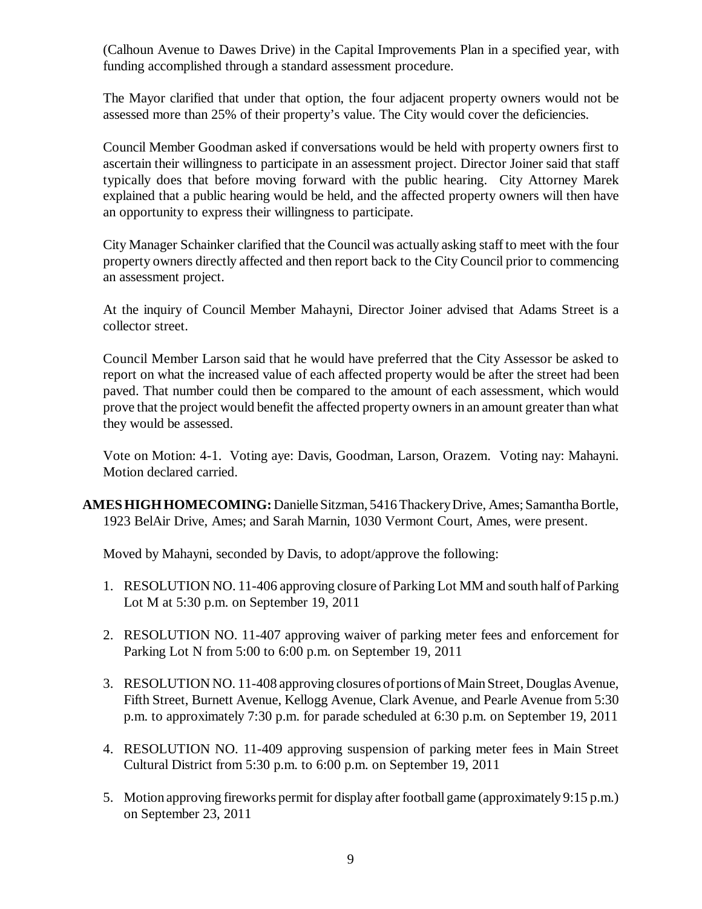(Calhoun Avenue to Dawes Drive) in the Capital Improvements Plan in a specified year, with funding accomplished through a standard assessment procedure.

The Mayor clarified that under that option, the four adjacent property owners would not be assessed more than 25% of their property's value. The City would cover the deficiencies.

Council Member Goodman asked if conversations would be held with property owners first to ascertain their willingness to participate in an assessment project. Director Joiner said that staff typically does that before moving forward with the public hearing. City Attorney Marek explained that a public hearing would be held, and the affected property owners will then have an opportunity to express their willingness to participate.

City Manager Schainker clarified that the Council was actually asking staff to meet with the four property owners directly affected and then report back to the City Council prior to commencing an assessment project.

At the inquiry of Council Member Mahayni, Director Joiner advised that Adams Street is a collector street.

Council Member Larson said that he would have preferred that the City Assessor be asked to report on what the increased value of each affected property would be after the street had been paved. That number could then be compared to the amount of each assessment, which would prove that the project would benefit the affected property owners in an amount greater than what they would be assessed.

Vote on Motion: 4-1. Voting aye: Davis, Goodman, Larson, Orazem. Voting nay: Mahayni. Motion declared carried.

**AMES HIGH HOMECOMING:** Danielle Sitzman, 5416 Thackery Drive, Ames; Samantha Bortle, 1923 BelAir Drive, Ames; and Sarah Marnin, 1030 Vermont Court, Ames, were present.

Moved by Mahayni, seconded by Davis, to adopt/approve the following:

1. RESOLUTION NO. 11-406 approving closure of Parking Lot MM and south half of Parking Lot M at 5:30 p.m. on September 19, 2011
2. RESOLUTION NO. 11-407 approving waiver of parking meter fees and enforcement for Parking Lot N from 5:00 to 6:00 p.m. on September 19, 2011
3. RESOLUTION NO. 11-408 approving closures of portions of Main Street, Douglas Avenue, Fifth Street, Burnett Avenue, Kellogg Avenue, Clark Avenue, and Pearle Avenue from 5:30 p.m. to approximately 7:30 p.m. for parade scheduled at 6:30 p.m. on September 19, 2011
4. RESOLUTION NO. 11-409 approving suspension of parking meter fees in Main Street Cultural District from 5:30 p.m. to 6:00 p.m. on September 19, 2011
5. Motion approving fireworks permit for display after football game (approximately 9:15 p.m.) on September 23, 2011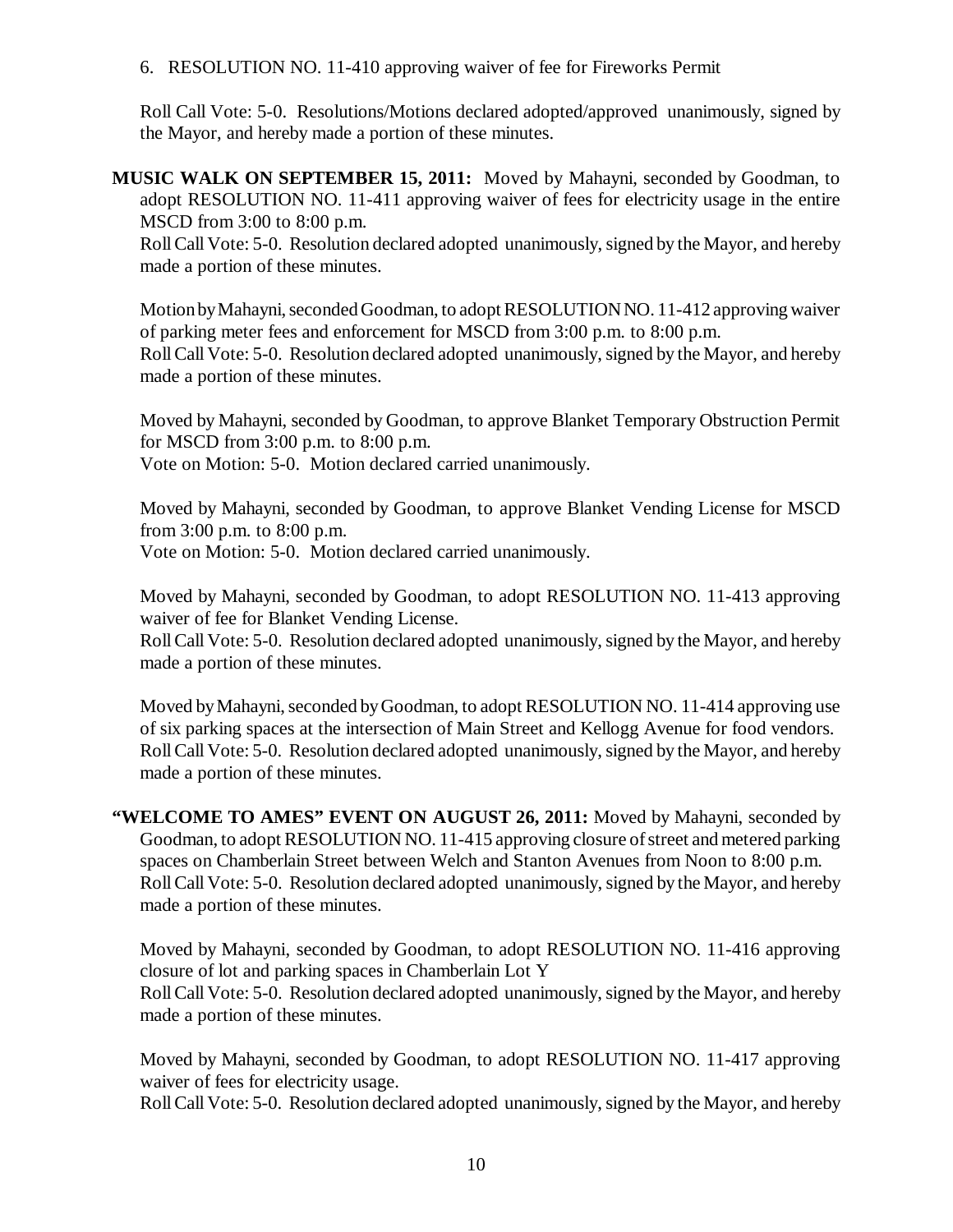6. RESOLUTION NO. 11-410 approving waiver of fee for Fireworks Permit

Roll Call Vote: 5-0. Resolutions/Motions declared adopted/approved unanimously, signed by the Mayor, and hereby made a portion of these minutes.

**MUSIC WALK ON SEPTEMBER 15, 2011:** Moved by Mahayni, seconded by Goodman, to adopt RESOLUTION NO. 11-411 approving waiver of fees for electricity usage in the entire MSCD from 3:00 to 8:00 p.m.
Roll Call Vote: 5-0. Resolution declared adopted unanimously, signed by the Mayor, and hereby made a portion of these minutes.

Motion by Mahayni, seconded Goodman, to adopt RESOLUTION NO. 11-412 approving waiver of parking meter fees and enforcement for MSCD from 3:00 p.m. to 8:00 p.m.
Roll Call Vote: 5-0. Resolution declared adopted unanimously, signed by the Mayor, and hereby made a portion of these minutes.

Moved by Mahayni, seconded by Goodman, to approve Blanket Temporary Obstruction Permit for MSCD from 3:00 p.m. to 8:00 p.m.
Vote on Motion: 5-0. Motion declared carried unanimously.

Moved by Mahayni, seconded by Goodman, to approve Blanket Vending License for MSCD from 3:00 p.m. to 8:00 p.m.
Vote on Motion: 5-0. Motion declared carried unanimously.

Moved by Mahayni, seconded by Goodman, to adopt RESOLUTION NO. 11-413 approving waiver of fee for Blanket Vending License.
Roll Call Vote: 5-0. Resolution declared adopted unanimously, signed by the Mayor, and hereby made a portion of these minutes.

Moved by Mahayni, seconded by Goodman, to adopt RESOLUTION NO. 11-414 approving use of six parking spaces at the intersection of Main Street and Kellogg Avenue for food vendors.
Roll Call Vote: 5-0. Resolution declared adopted unanimously, signed by the Mayor, and hereby made a portion of these minutes.

**"WELCOME TO AMES" EVENT ON AUGUST 26, 2011:** Moved by Mahayni, seconded by Goodman, to adopt RESOLUTION NO. 11-415 approving closure of street and metered parking spaces on Chamberlain Street between Welch and Stanton Avenues from Noon to 8:00 p.m.
Roll Call Vote: 5-0. Resolution declared adopted unanimously, signed by the Mayor, and hereby made a portion of these minutes.

Moved by Mahayni, seconded by Goodman, to adopt RESOLUTION NO. 11-416 approving closure of lot and parking spaces in Chamberlain Lot Y
Roll Call Vote: 5-0. Resolution declared adopted unanimously, signed by the Mayor, and hereby made a portion of these minutes.

Moved by Mahayni, seconded by Goodman, to adopt RESOLUTION NO. 11-417 approving waiver of fees for electricity usage.
Roll Call Vote: 5-0. Resolution declared adopted unanimously, signed by the Mayor, and hereby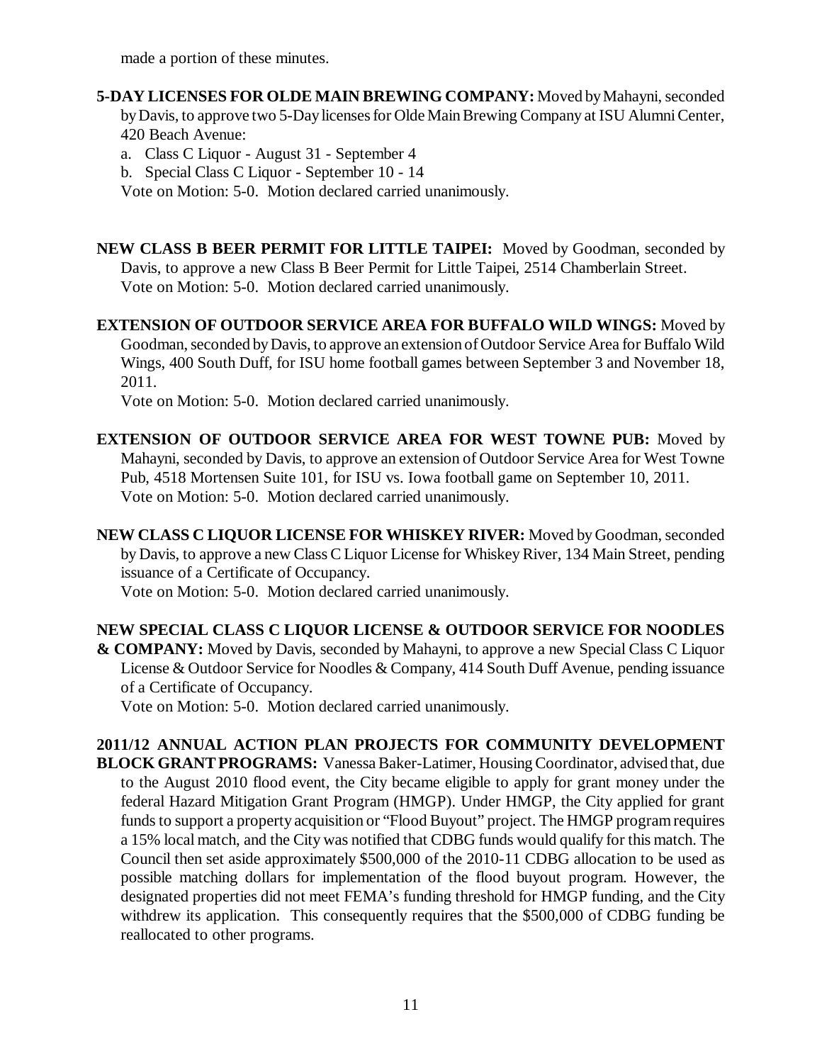made a portion of these minutes.

**5-DAY LICENSES FOR OLDE MAIN BREWING COMPANY:** Moved by Mahayni, seconded by Davis, to approve two 5-Day licenses for Olde Main Brewing Company at ISU Alumni Center, 420 Beach Avenue:

a. Class C Liquor - August 31 - September 4
b. Special Class C Liquor - September 10 - 14

Vote on Motion: 5-0. Motion declared carried unanimously.

**NEW CLASS B BEER PERMIT FOR LITTLE TAIPEI:** Moved by Goodman, seconded by Davis, to approve a new Class B Beer Permit for Little Taipei, 2514 Chamberlain Street.
Vote on Motion: 5-0. Motion declared carried unanimously.

**EXTENSION OF OUTDOOR SERVICE AREA FOR BUFFALO WILD WINGS:** Moved by Goodman, seconded by Davis, to approve an extension of Outdoor Service Area for Buffalo Wild Wings, 400 South Duff, for ISU home football games between September 3 and November 18, 2011.
Vote on Motion: 5-0. Motion declared carried unanimously.

**EXTENSION OF OUTDOOR SERVICE AREA FOR WEST TOWNE PUB:** Moved by Mahayni, seconded by Davis, to approve an extension of Outdoor Service Area for West Towne Pub, 4518 Mortensen Suite 101, for ISU vs. Iowa football game on September 10, 2011.
Vote on Motion: 5-0. Motion declared carried unanimously.

**NEW CLASS C LIQUOR LICENSE FOR WHISKEY RIVER:** Moved by Goodman, seconded by Davis, to approve a new Class C Liquor License for Whiskey River, 134 Main Street, pending issuance of a Certificate of Occupancy.
Vote on Motion: 5-0. Motion declared carried unanimously.

**NEW SPECIAL CLASS C LIQUOR LICENSE & OUTDOOR SERVICE FOR NOODLES & COMPANY:** Moved by Davis, seconded by Mahayni, to approve a new Special Class C Liquor License & Outdoor Service for Noodles & Company, 414 South Duff Avenue, pending issuance of a Certificate of Occupancy.
Vote on Motion: 5-0. Motion declared carried unanimously.

**2011/12 ANNUAL ACTION PLAN PROJECTS FOR COMMUNITY DEVELOPMENT BLOCK GRANT PROGRAMS:** Vanessa Baker-Latimer, Housing Coordinator, advised that, due to the August 2010 flood event, the City became eligible to apply for grant money under the federal Hazard Mitigation Grant Program (HMGP). Under HMGP, the City applied for grant funds to support a property acquisition or "Flood Buyout" project. The HMGP program requires a 15% local match, and the City was notified that CDBG funds would qualify for this match. The Council then set aside approximately $500,000 of the 2010-11 CDBG allocation to be used as possible matching dollars for implementation of the flood buyout program. However, the designated properties did not meet FEMA's funding threshold for HMGP funding, and the City withdrew its application. This consequently requires that the $500,000 of CDBG funding be reallocated to other programs.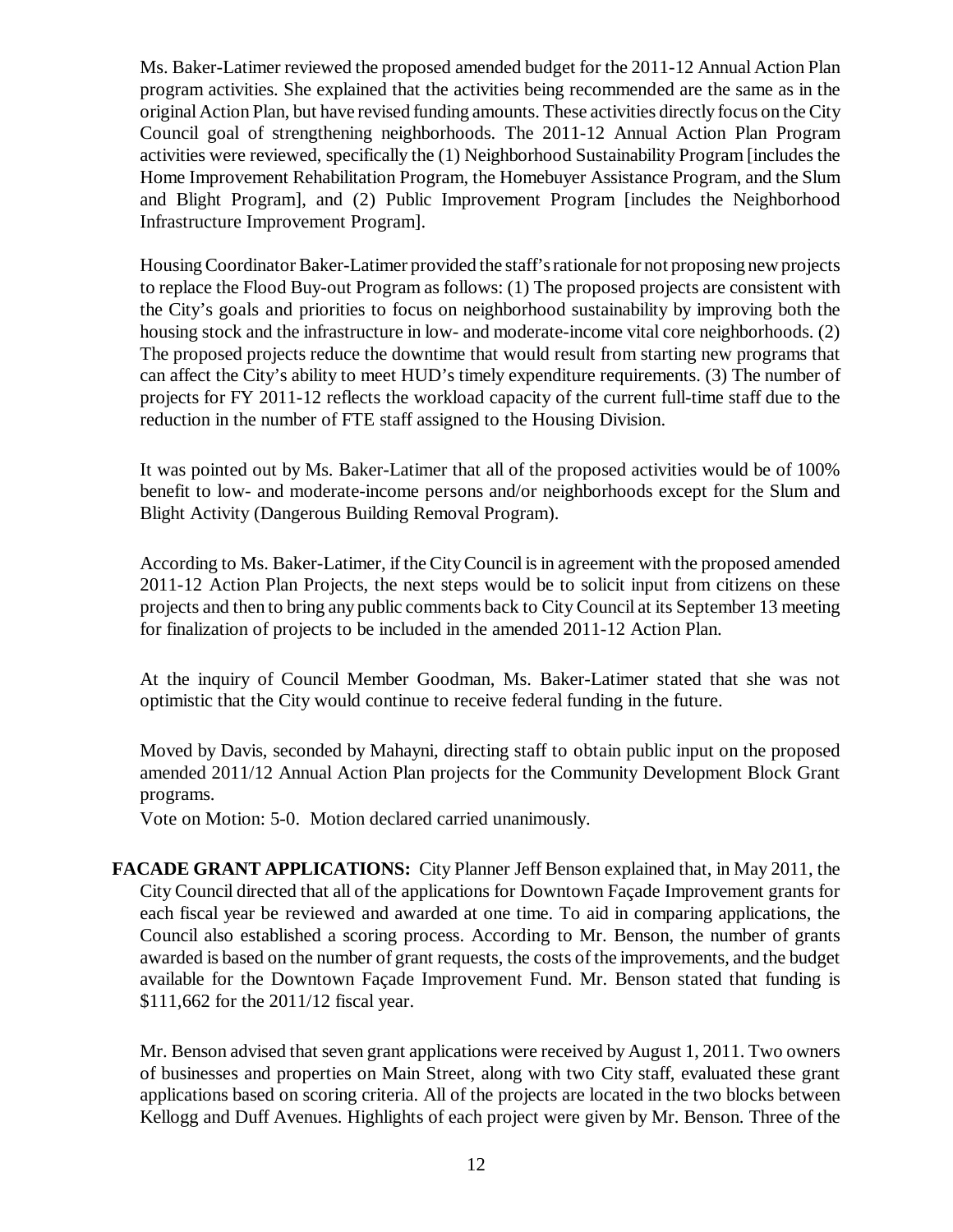Ms. Baker-Latimer reviewed the proposed amended budget for the 2011-12 Annual Action Plan program activities. She explained that the activities being recommended are the same as in the original Action Plan, but have revised funding amounts. These activities directly focus on the City Council goal of strengthening neighborhoods. The 2011-12 Annual Action Plan Program activities were reviewed, specifically the (1) Neighborhood Sustainability Program [includes the Home Improvement Rehabilitation Program, the Homebuyer Assistance Program, and the Slum and Blight Program], and (2) Public Improvement Program [includes the Neighborhood Infrastructure Improvement Program].

Housing Coordinator Baker-Latimer provided the staff's rationale for not proposing new projects to replace the Flood Buy-out Program as follows: (1) The proposed projects are consistent with the City's goals and priorities to focus on neighborhood sustainability by improving both the housing stock and the infrastructure in low- and moderate-income vital core neighborhoods. (2) The proposed projects reduce the downtime that would result from starting new programs that can affect the City's ability to meet HUD's timely expenditure requirements. (3) The number of projects for FY 2011-12 reflects the workload capacity of the current full-time staff due to the reduction in the number of FTE staff assigned to the Housing Division.

It was pointed out by Ms. Baker-Latimer that all of the proposed activities would be of 100% benefit to low- and moderate-income persons and/or neighborhoods except for the Slum and Blight Activity (Dangerous Building Removal Program).

According to Ms. Baker-Latimer, if the City Council is in agreement with the proposed amended 2011-12 Action Plan Projects, the next steps would be to solicit input from citizens on these projects and then to bring any public comments back to City Council at its September 13 meeting for finalization of projects to be included in the amended 2011-12 Action Plan.

At the inquiry of Council Member Goodman, Ms. Baker-Latimer stated that she was not optimistic that the City would continue to receive federal funding in the future.

Moved by Davis, seconded by Mahayni, directing staff to obtain public input on the proposed amended 2011/12 Annual Action Plan projects for the Community Development Block Grant programs.

Vote on Motion: 5-0. Motion declared carried unanimously.

**FACADE GRANT APPLICATIONS:** City Planner Jeff Benson explained that, in May 2011, the City Council directed that all of the applications for Downtown Façade Improvement grants for each fiscal year be reviewed and awarded at one time. To aid in comparing applications, the Council also established a scoring process. According to Mr. Benson, the number of grants awarded is based on the number of grant requests, the costs of the improvements, and the budget available for the Downtown Façade Improvement Fund. Mr. Benson stated that funding is $111,662 for the 2011/12 fiscal year.

Mr. Benson advised that seven grant applications were received by August 1, 2011. Two owners of businesses and properties on Main Street, along with two City staff, evaluated these grant applications based on scoring criteria. All of the projects are located in the two blocks between Kellogg and Duff Avenues. Highlights of each project were given by Mr. Benson. Three of the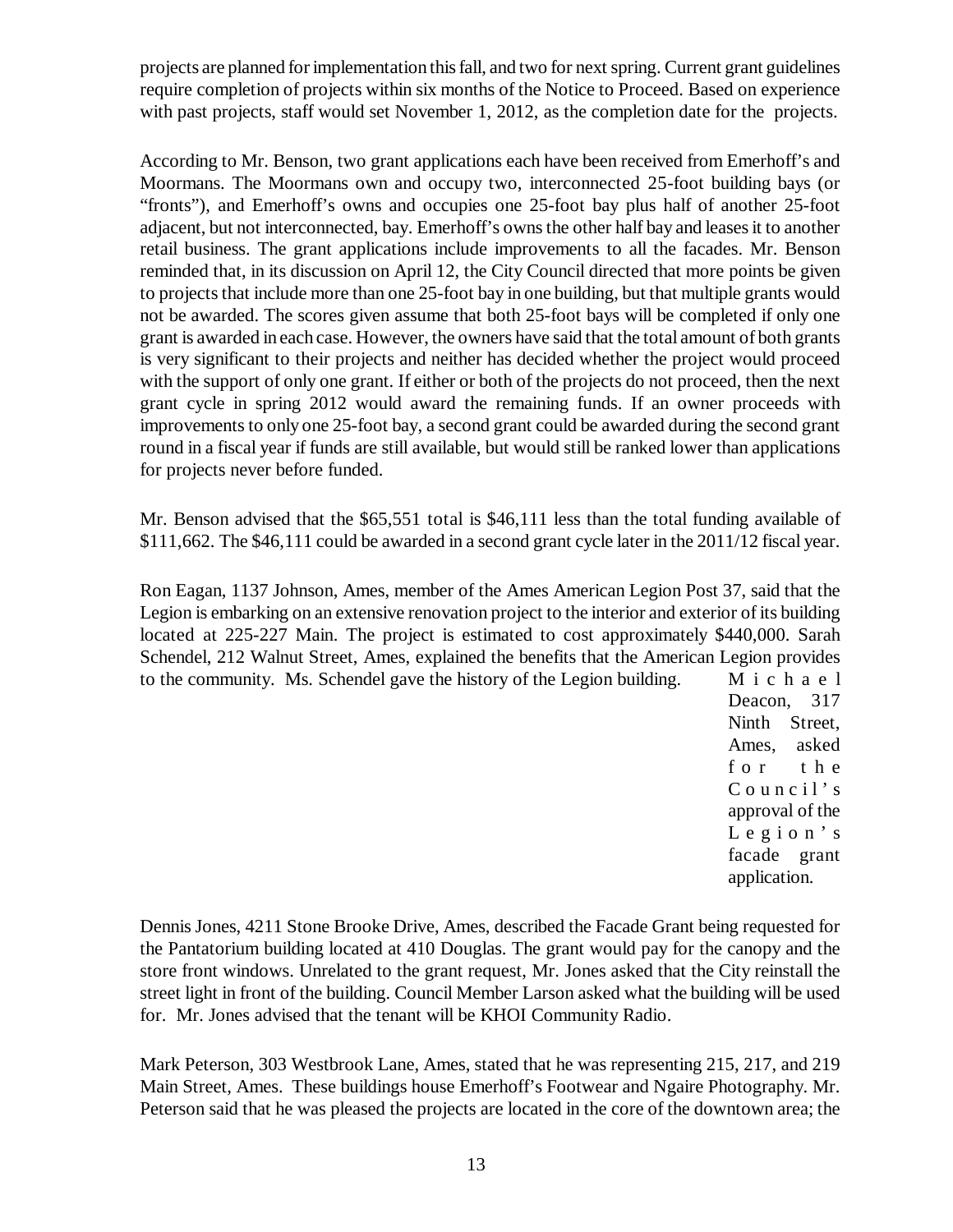projects are planned for implementation this fall, and two for next spring. Current grant guidelines require completion of projects within six months of the Notice to Proceed. Based on experience with past projects, staff would set November 1, 2012, as the completion date for the projects.

According to Mr. Benson, two grant applications each have been received from Emerhoff's and Moormans. The Moormans own and occupy two, interconnected 25-foot building bays (or "fronts"), and Emerhoff's owns and occupies one 25-foot bay plus half of another 25-foot adjacent, but not interconnected, bay. Emerhoff's owns the other half bay and leases it to another retail business. The grant applications include improvements to all the facades. Mr. Benson reminded that, in its discussion on April 12, the City Council directed that more points be given to projects that include more than one 25-foot bay in one building, but that multiple grants would not be awarded. The scores given assume that both 25-foot bays will be completed if only one grant is awarded in each case. However, the owners have said that the total amount of both grants is very significant to their projects and neither has decided whether the project would proceed with the support of only one grant. If either or both of the projects do not proceed, then the next grant cycle in spring 2012 would award the remaining funds. If an owner proceeds with improvements to only one 25-foot bay, a second grant could be awarded during the second grant round in a fiscal year if funds are still available, but would still be ranked lower than applications for projects never before funded.

Mr. Benson advised that the $65,551 total is $46,111 less than the total funding available of $111,662. The $46,111 could be awarded in a second grant cycle later in the 2011/12 fiscal year.

Ron Eagan, 1137 Johnson, Ames, member of the Ames American Legion Post 37, said that the Legion is embarking on an extensive renovation project to the interior and exterior of its building located at 225-227 Main. The project is estimated to cost approximately $440,000. Sarah Schendel, 212 Walnut Street, Ames, explained the benefits that the American Legion provides to the community. Ms. Schendel gave the history of the Legion building. Michael Deacon, 317 Ninth Street, Ames, asked for the Council's approval of the Legion's facade grant application.

Dennis Jones, 4211 Stone Brooke Drive, Ames, described the Facade Grant being requested for the Pantatorium building located at 410 Douglas. The grant would pay for the canopy and the store front windows. Unrelated to the grant request, Mr. Jones asked that the City reinstall the street light in front of the building. Council Member Larson asked what the building will be used for. Mr. Jones advised that the tenant will be KHOI Community Radio.

Mark Peterson, 303 Westbrook Lane, Ames, stated that he was representing 215, 217, and 219 Main Street, Ames. These buildings house Emerhoff's Footwear and Ngaire Photography. Mr. Peterson said that he was pleased the projects are located in the core of the downtown area; the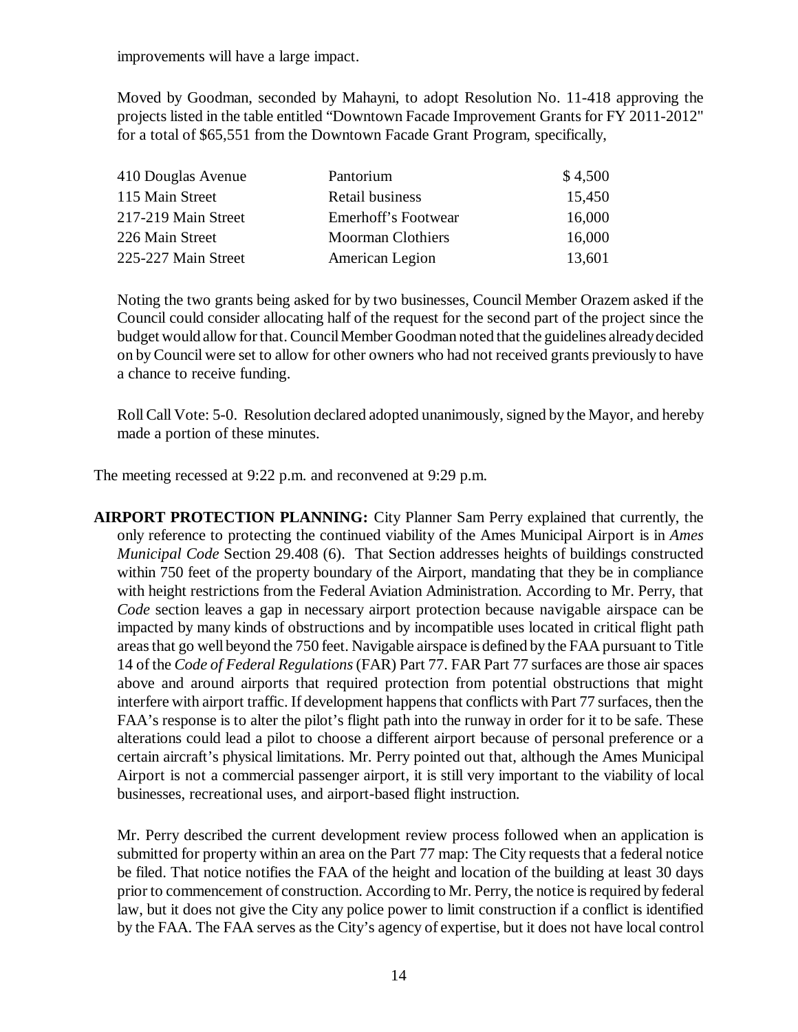improvements will have a large impact.

Moved by Goodman, seconded by Mahayni, to adopt Resolution No. 11-418 approving the projects listed in the table entitled "Downtown Facade Improvement Grants for FY 2011-2012" for a total of $65,551 from the Downtown Facade Grant Program, specifically,

| | | |
|---|---|---|
| 410 Douglas Avenue | Pantorium | $ 4,500 |
| 115 Main Street | Retail business | 15,450 |
| 217-219 Main Street | Emerhoff's Footwear | 16,000 |
| 226 Main Street | Moorman Clothiers | 16,000 |
| 225-227 Main Street | American Legion | 13,601 |

Noting the two grants being asked for by two businesses, Council Member Orazem asked if the Council could consider allocating half of the request for the second part of the project since the budget would allow for that. Council Member Goodman noted that the guidelines already decided on by Council were set to allow for other owners who had not received grants previously to have a chance to receive funding.

Roll Call Vote: 5-0. Resolution declared adopted unanimously, signed by the Mayor, and hereby made a portion of these minutes.

The meeting recessed at 9:22 p.m. and reconvened at 9:29 p.m.

**AIRPORT PROTECTION PLANNING:** City Planner Sam Perry explained that currently, the only reference to protecting the continued viability of the Ames Municipal Airport is in *Ames Municipal Code* Section 29.408 (6). That Section addresses heights of buildings constructed within 750 feet of the property boundary of the Airport, mandating that they be in compliance with height restrictions from the Federal Aviation Administration. According to Mr. Perry, that *Code* section leaves a gap in necessary airport protection because navigable airspace can be impacted by many kinds of obstructions and by incompatible uses located in critical flight path areas that go well beyond the 750 feet. Navigable airspace is defined by the FAA pursuant to Title 14 of the *Code of Federal Regulations* (FAR) Part 77. FAR Part 77 surfaces are those air spaces above and around airports that required protection from potential obstructions that might interfere with airport traffic. If development happens that conflicts with Part 77 surfaces, then the FAA's response is to alter the pilot's flight path into the runway in order for it to be safe. These alterations could lead a pilot to choose a different airport because of personal preference or a certain aircraft's physical limitations. Mr. Perry pointed out that, although the Ames Municipal Airport is not a commercial passenger airport, it is still very important to the viability of local businesses, recreational uses, and airport-based flight instruction.

Mr. Perry described the current development review process followed when an application is submitted for property within an area on the Part 77 map: The City requests that a federal notice be filed. That notice notifies the FAA of the height and location of the building at least 30 days prior to commencement of construction. According to Mr. Perry, the notice is required by federal law, but it does not give the City any police power to limit construction if a conflict is identified by the FAA. The FAA serves as the City's agency of expertise, but it does not have local control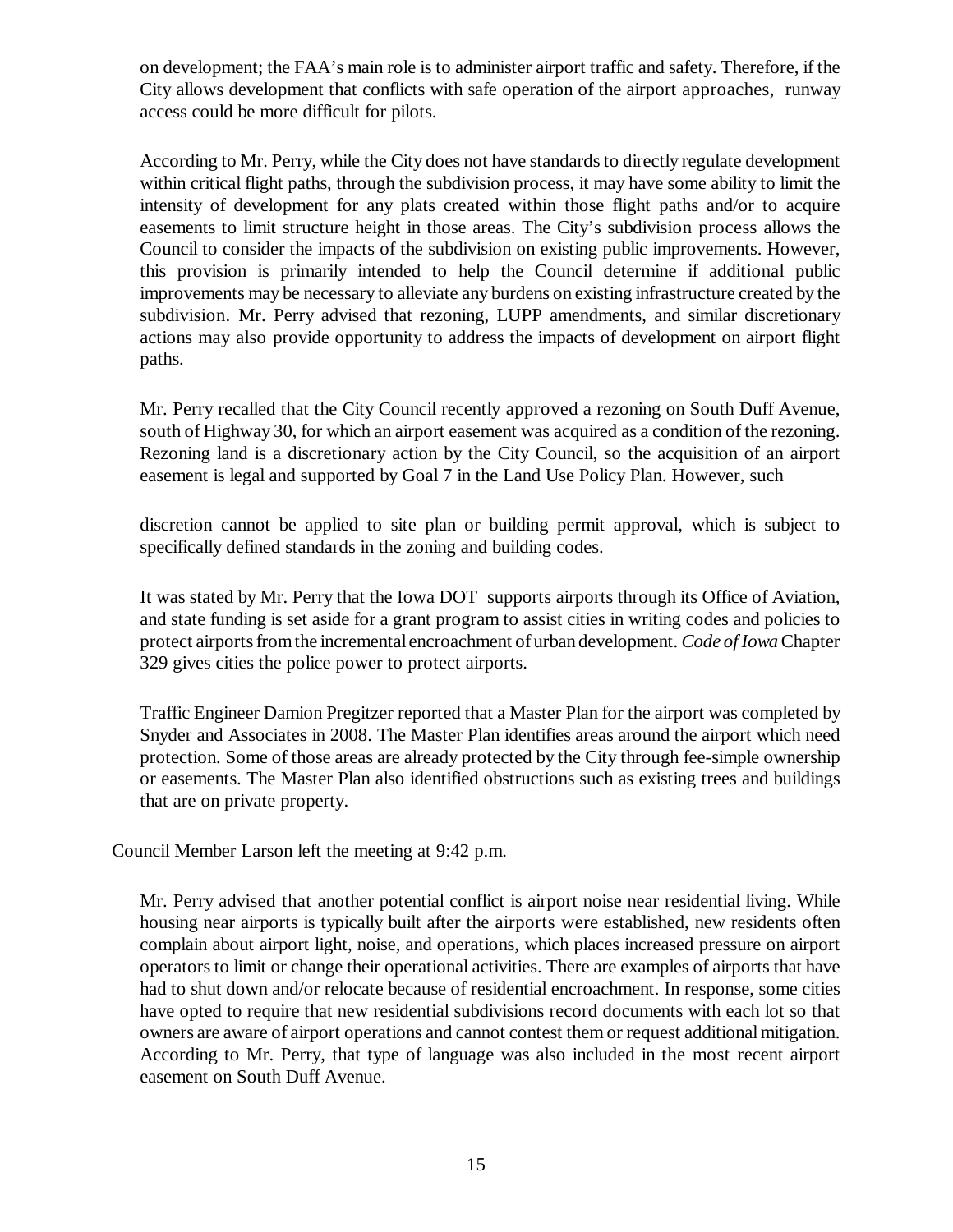on development; the FAA's main role is to administer airport traffic and safety. Therefore, if the City allows development that conflicts with safe operation of the airport approaches, runway access could be more difficult for pilots.

According to Mr. Perry, while the City does not have standards to directly regulate development within critical flight paths, through the subdivision process, it may have some ability to limit the intensity of development for any plats created within those flight paths and/or to acquire easements to limit structure height in those areas. The City's subdivision process allows the Council to consider the impacts of the subdivision on existing public improvements. However, this provision is primarily intended to help the Council determine if additional public improvements may be necessary to alleviate any burdens on existing infrastructure created by the subdivision. Mr. Perry advised that rezoning, LUPP amendments, and similar discretionary actions may also provide opportunity to address the impacts of development on airport flight paths.

Mr. Perry recalled that the City Council recently approved a rezoning on South Duff Avenue, south of Highway 30, for which an airport easement was acquired as a condition of the rezoning. Rezoning land is a discretionary action by the City Council, so the acquisition of an airport easement is legal and supported by Goal 7 in the Land Use Policy Plan. However, such discretion cannot be applied to site plan or building permit approval, which is subject to specifically defined standards in the zoning and building codes.

It was stated by Mr. Perry that the Iowa DOT supports airports through its Office of Aviation, and state funding is set aside for a grant program to assist cities in writing codes and policies to protect airports from the incremental encroachment of urban development. *Code of Iowa* Chapter 329 gives cities the police power to protect airports.

Traffic Engineer Damion Pregitzer reported that a Master Plan for the airport was completed by Snyder and Associates in 2008. The Master Plan identifies areas around the airport which need protection. Some of those areas are already protected by the City through fee-simple ownership or easements. The Master Plan also identified obstructions such as existing trees and buildings that are on private property.

Council Member Larson left the meeting at 9:42 p.m.

Mr. Perry advised that another potential conflict is airport noise near residential living. While housing near airports is typically built after the airports were established, new residents often complain about airport light, noise, and operations, which places increased pressure on airport operators to limit or change their operational activities. There are examples of airports that have had to shut down and/or relocate because of residential encroachment. In response, some cities have opted to require that new residential subdivisions record documents with each lot so that owners are aware of airport operations and cannot contest them or request additional mitigation. According to Mr. Perry, that type of language was also included in the most recent airport easement on South Duff Avenue.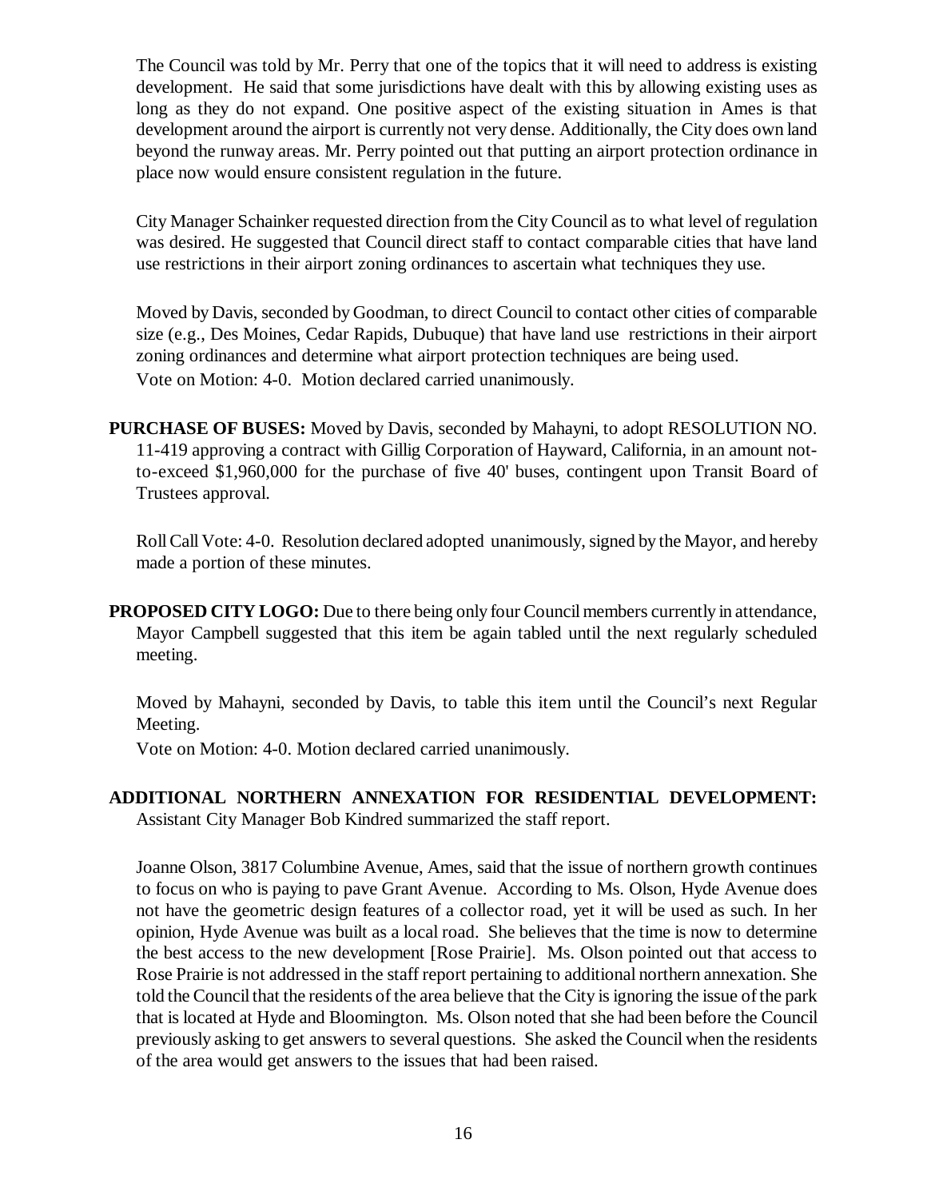The Council was told by Mr. Perry that one of the topics that it will need to address is existing development. He said that some jurisdictions have dealt with this by allowing existing uses as long as they do not expand. One positive aspect of the existing situation in Ames is that development around the airport is currently not very dense. Additionally, the City does own land beyond the runway areas. Mr. Perry pointed out that putting an airport protection ordinance in place now would ensure consistent regulation in the future.

City Manager Schainker requested direction from the City Council as to what level of regulation was desired. He suggested that Council direct staff to contact comparable cities that have land use restrictions in their airport zoning ordinances to ascertain what techniques they use.

Moved by Davis, seconded by Goodman, to direct Council to contact other cities of comparable size (e.g., Des Moines, Cedar Rapids, Dubuque) that have land use restrictions in their airport zoning ordinances and determine what airport protection techniques are being used.
Vote on Motion: 4-0. Motion declared carried unanimously.

**PURCHASE OF BUSES:** Moved by Davis, seconded by Mahayni, to adopt RESOLUTION NO. 11-419 approving a contract with Gillig Corporation of Hayward, California, in an amount not-to-exceed $1,960,000 for the purchase of five 40' buses, contingent upon Transit Board of Trustees approval.

Roll Call Vote: 4-0. Resolution declared adopted unanimously, signed by the Mayor, and hereby made a portion of these minutes.

**PROPOSED CITY LOGO:** Due to there being only four Council members currently in attendance, Mayor Campbell suggested that this item be again tabled until the next regularly scheduled meeting.

Moved by Mahayni, seconded by Davis, to table this item until the Council's next Regular Meeting.
Vote on Motion: 4-0. Motion declared carried unanimously.

**ADDITIONAL NORTHERN ANNEXATION FOR RESIDENTIAL DEVELOPMENT:** Assistant City Manager Bob Kindred summarized the staff report.

Joanne Olson, 3817 Columbine Avenue, Ames, said that the issue of northern growth continues to focus on who is paying to pave Grant Avenue. According to Ms. Olson, Hyde Avenue does not have the geometric design features of a collector road, yet it will be used as such. In her opinion, Hyde Avenue was built as a local road. She believes that the time is now to determine the best access to the new development [Rose Prairie]. Ms. Olson pointed out that access to Rose Prairie is not addressed in the staff report pertaining to additional northern annexation. She told the Council that the residents of the area believe that the City is ignoring the issue of the park that is located at Hyde and Bloomington. Ms. Olson noted that she had been before the Council previously asking to get answers to several questions. She asked the Council when the residents of the area would get answers to the issues that had been raised.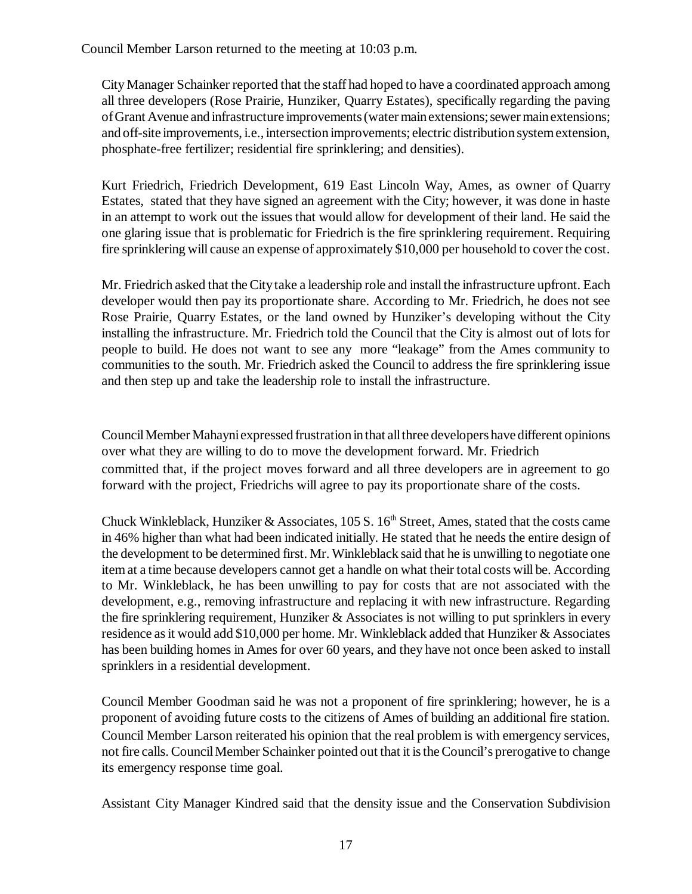Council Member Larson returned to the meeting at 10:03 p.m.

City Manager Schainker reported that the staff had hoped to have a coordinated approach among all three developers (Rose Prairie, Hunziker, Quarry Estates), specifically regarding the paving of Grant Avenue and infrastructure improvements (water main extensions; sewer main extensions; and off-site improvements, i.e., intersection improvements; electric distribution system extension, phosphate-free fertilizer; residential fire sprinklering; and densities).

Kurt Friedrich, Friedrich Development, 619 East Lincoln Way, Ames, as owner of Quarry Estates, stated that they have signed an agreement with the City; however, it was done in haste in an attempt to work out the issues that would allow for development of their land. He said the one glaring issue that is problematic for Friedrich is the fire sprinklering requirement. Requiring fire sprinklering will cause an expense of approximately $10,000 per household to cover the cost.

Mr. Friedrich asked that the City take a leadership role and install the infrastructure upfront. Each developer would then pay its proportionate share. According to Mr. Friedrich, he does not see Rose Prairie, Quarry Estates, or the land owned by Hunziker's developing without the City installing the infrastructure. Mr. Friedrich told the Council that the City is almost out of lots for people to build. He does not want to see any more "leakage" from the Ames community to communities to the south. Mr. Friedrich asked the Council to address the fire sprinklering issue and then step up and take the leadership role to install the infrastructure.

Council Member Mahayni expressed frustration in that all three developers have different opinions over what they are willing to do to move the development forward. Mr. Friedrich committed that, if the project moves forward and all three developers are in agreement to go forward with the project, Friedrichs will agree to pay its proportionate share of the costs.

Chuck Winkleblack, Hunziker & Associates, 105 S. 16th Street, Ames, stated that the costs came in 46% higher than what had been indicated initially. He stated that he needs the entire design of the development to be determined first. Mr. Winkleblack said that he is unwilling to negotiate one item at a time because developers cannot get a handle on what their total costs will be. According to Mr. Winkleblack, he has been unwilling to pay for costs that are not associated with the development, e.g., removing infrastructure and replacing it with new infrastructure. Regarding the fire sprinklering requirement, Hunziker & Associates is not willing to put sprinklers in every residence as it would add $10,000 per home. Mr. Winkleblack added that Hunziker & Associates has been building homes in Ames for over 60 years, and they have not once been asked to install sprinklers in a residential development.

Council Member Goodman said he was not a proponent of fire sprinklering; however, he is a proponent of avoiding future costs to the citizens of Ames of building an additional fire station. Council Member Larson reiterated his opinion that the real problem is with emergency services, not fire calls. Council Member Schainker pointed out that it is the Council's prerogative to change its emergency response time goal.

Assistant City Manager Kindred said that the density issue and the Conservation Subdivision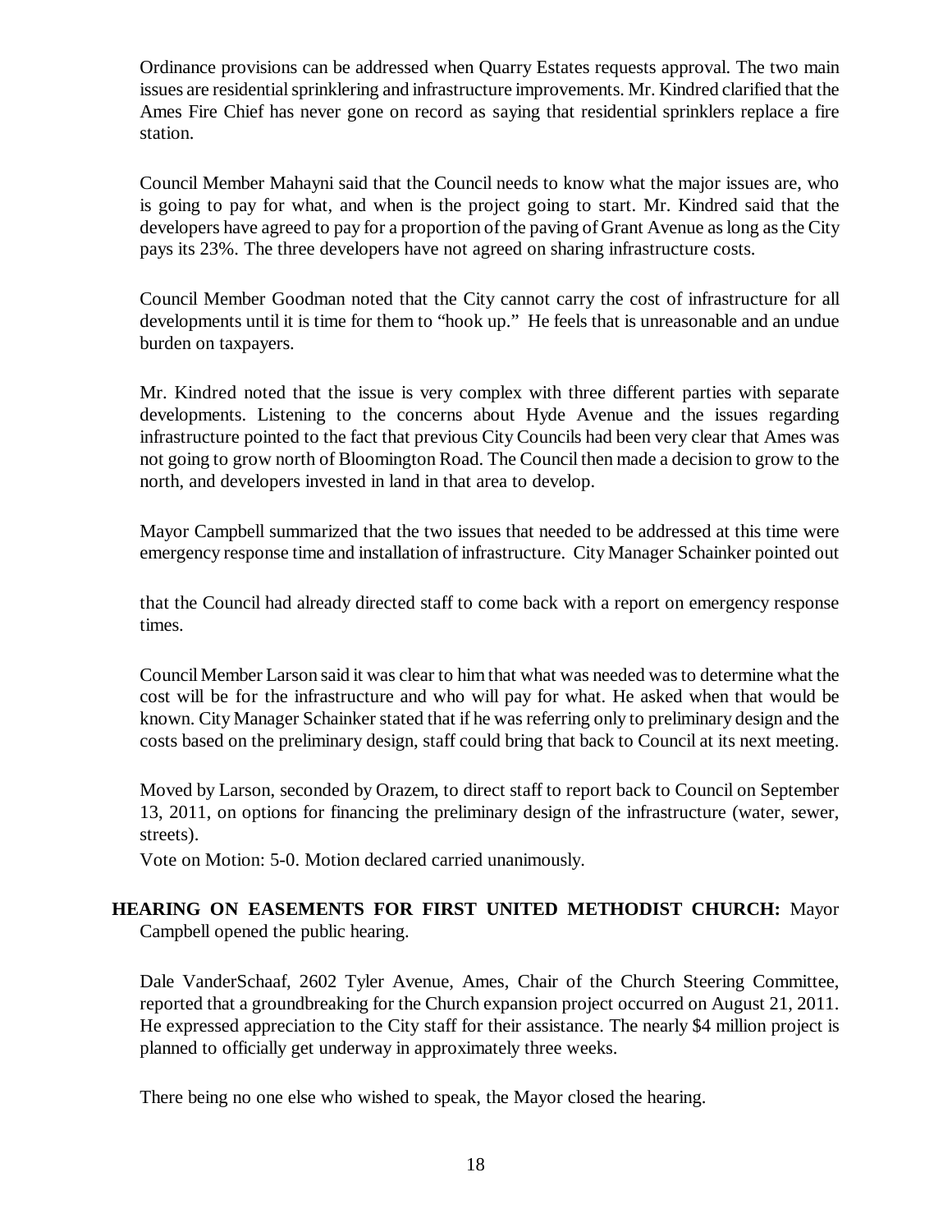Ordinance provisions can be addressed when Quarry Estates requests approval. The two main issues are residential sprinklering and infrastructure improvements. Mr. Kindred clarified that the Ames Fire Chief has never gone on record as saying that residential sprinklers replace a fire station.

Council Member Mahayni said that the Council needs to know what the major issues are, who is going to pay for what, and when is the project going to start. Mr. Kindred said that the developers have agreed to pay for a proportion of the paving of Grant Avenue as long as the City pays its 23%. The three developers have not agreed on sharing infrastructure costs.

Council Member Goodman noted that the City cannot carry the cost of infrastructure for all developments until it is time for them to "hook up." He feels that is unreasonable and an undue burden on taxpayers.

Mr. Kindred noted that the issue is very complex with three different parties with separate developments. Listening to the concerns about Hyde Avenue and the issues regarding infrastructure pointed to the fact that previous City Councils had been very clear that Ames was not going to grow north of Bloomington Road. The Council then made a decision to grow to the north, and developers invested in land in that area to develop.

Mayor Campbell summarized that the two issues that needed to be addressed at this time were emergency response time and installation of infrastructure. City Manager Schainker pointed out that the Council had already directed staff to come back with a report on emergency response times.

Council Member Larson said it was clear to him that what was needed was to determine what the cost will be for the infrastructure and who will pay for what. He asked when that would be known. City Manager Schainker stated that if he was referring only to preliminary design and the costs based on the preliminary design, staff could bring that back to Council at its next meeting.

Moved by Larson, seconded by Orazem, to direct staff to report back to Council on September 13, 2011, on options for financing the preliminary design of the infrastructure (water, sewer, streets).

Vote on Motion: 5-0. Motion declared carried unanimously.

**HEARING ON EASEMENTS FOR FIRST UNITED METHODIST CHURCH:** Mayor Campbell opened the public hearing.

Dale VanderSchaaf, 2602 Tyler Avenue, Ames, Chair of the Church Steering Committee, reported that a groundbreaking for the Church expansion project occurred on August 21, 2011. He expressed appreciation to the City staff for their assistance. The nearly $4 million project is planned to officially get underway in approximately three weeks.

There being no one else who wished to speak, the Mayor closed the hearing.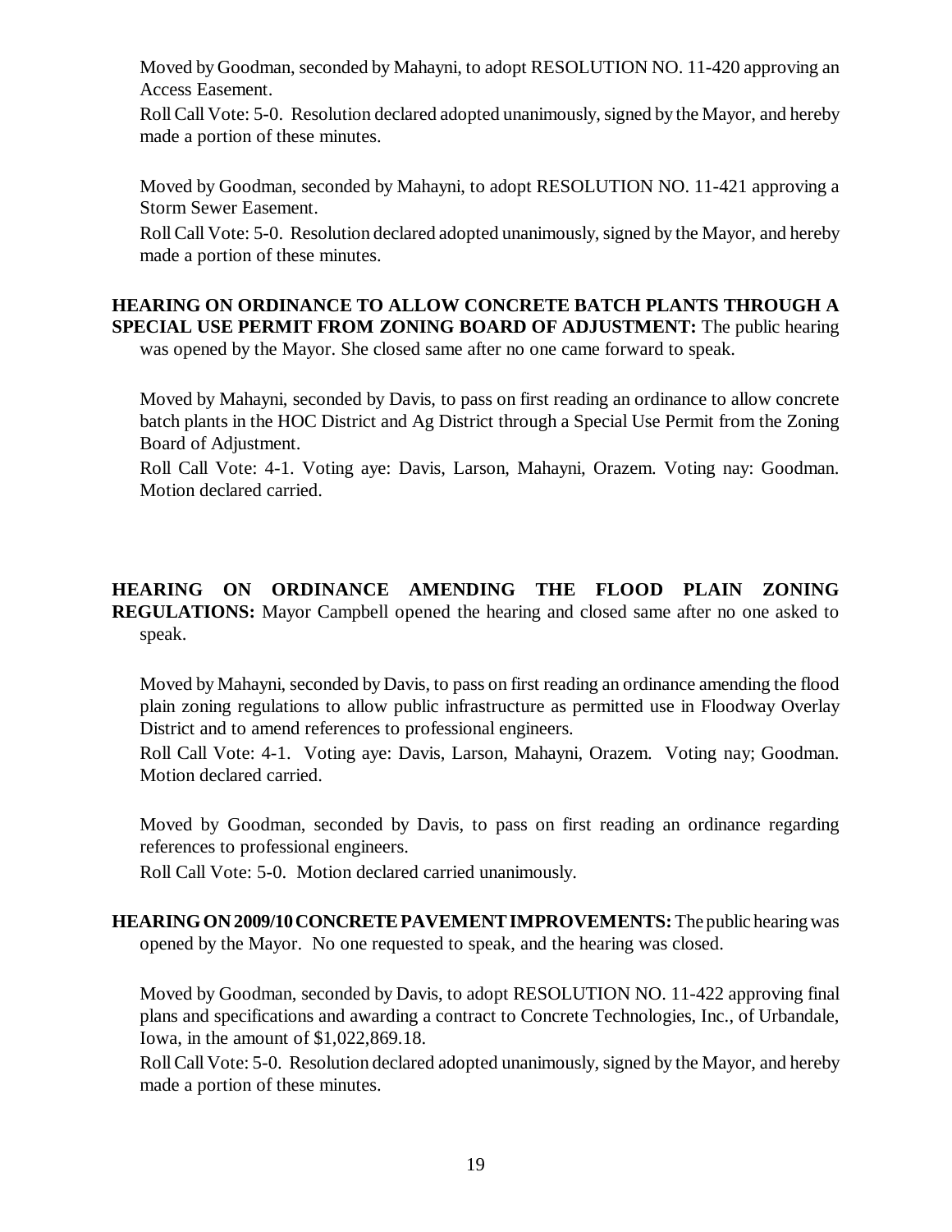Moved by Goodman, seconded by Mahayni, to adopt RESOLUTION NO. 11-420 approving an Access Easement.

Roll Call Vote: 5-0. Resolution declared adopted unanimously, signed by the Mayor, and hereby made a portion of these minutes.

Moved by Goodman, seconded by Mahayni, to adopt RESOLUTION NO. 11-421 approving a Storm Sewer Easement.

Roll Call Vote: 5-0. Resolution declared adopted unanimously, signed by the Mayor, and hereby made a portion of these minutes.

**HEARING ON ORDINANCE TO ALLOW CONCRETE BATCH PLANTS THROUGH A SPECIAL USE PERMIT FROM ZONING BOARD OF ADJUSTMENT:** The public hearing was opened by the Mayor. She closed same after no one came forward to speak.

Moved by Mahayni, seconded by Davis, to pass on first reading an ordinance to allow concrete batch plants in the HOC District and Ag District through a Special Use Permit from the Zoning Board of Adjustment.

Roll Call Vote: 4-1. Voting aye: Davis, Larson, Mahayni, Orazem. Voting nay: Goodman. Motion declared carried.

**HEARING ON ORDINANCE AMENDING THE FLOOD PLAIN ZONING REGULATIONS:** Mayor Campbell opened the hearing and closed same after no one asked to speak.

Moved by Mahayni, seconded by Davis, to pass on first reading an ordinance amending the flood plain zoning regulations to allow public infrastructure as permitted use in Floodway Overlay District and to amend references to professional engineers.

Roll Call Vote: 4-1. Voting aye: Davis, Larson, Mahayni, Orazem. Voting nay; Goodman. Motion declared carried.

Moved by Goodman, seconded by Davis, to pass on first reading an ordinance regarding references to professional engineers.

Roll Call Vote: 5-0. Motion declared carried unanimously.

**HEARING ON 2009/10 CONCRETE PAVEMENT IMPROVEMENTS:** The public hearing was opened by the Mayor. No one requested to speak, and the hearing was closed.

Moved by Goodman, seconded by Davis, to adopt RESOLUTION NO. 11-422 approving final plans and specifications and awarding a contract to Concrete Technologies, Inc., of Urbandale, Iowa, in the amount of $1,022,869.18.

Roll Call Vote: 5-0. Resolution declared adopted unanimously, signed by the Mayor, and hereby made a portion of these minutes.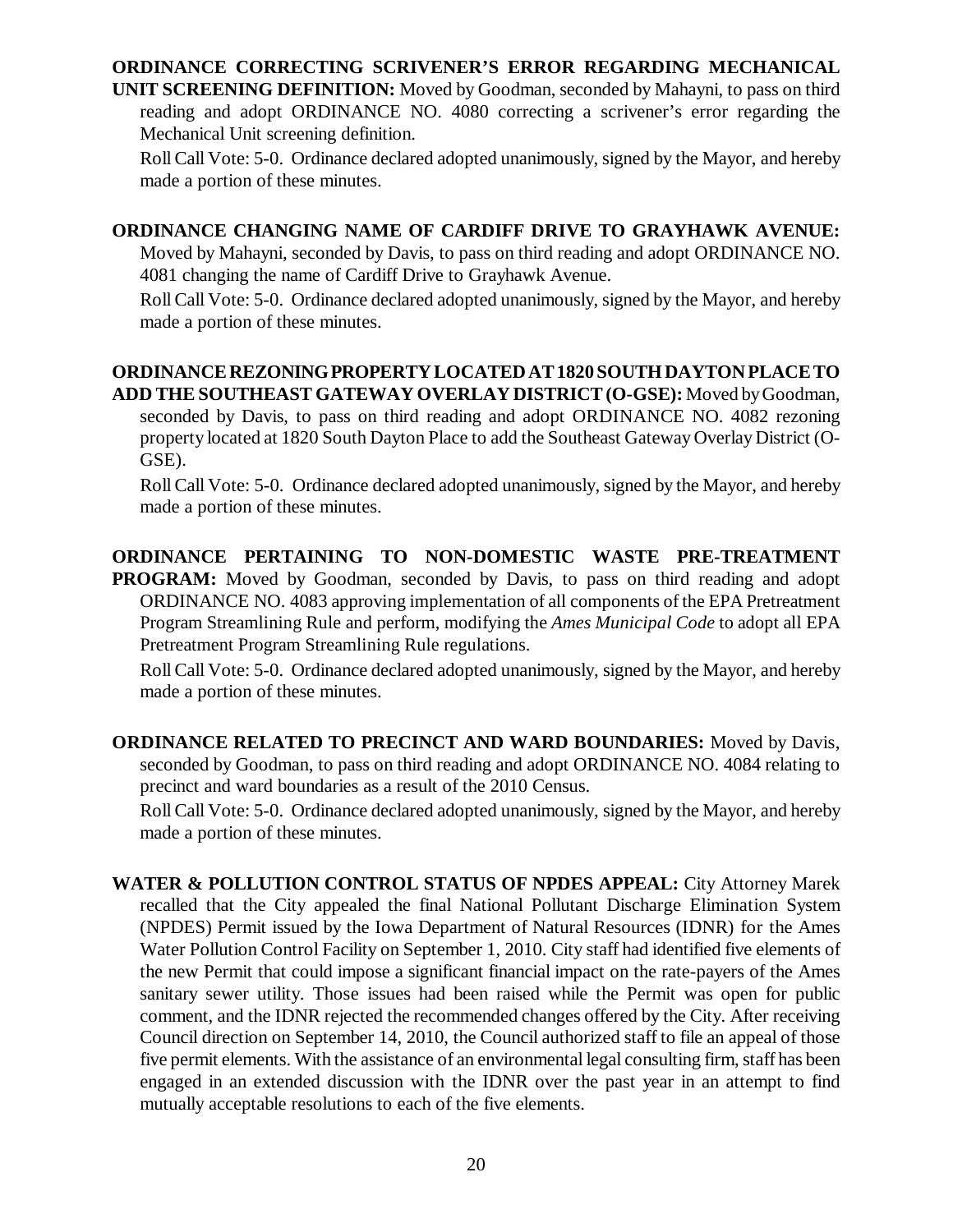**ORDINANCE CORRECTING SCRIVENER'S ERROR REGARDING MECHANICAL UNIT SCREENING DEFINITION:** Moved by Goodman, seconded by Mahayni, to pass on third reading and adopt ORDINANCE NO. 4080 correcting a scrivener's error regarding the Mechanical Unit screening definition.

Roll Call Vote: 5-0. Ordinance declared adopted unanimously, signed by the Mayor, and hereby made a portion of these minutes.

**ORDINANCE CHANGING NAME OF CARDIFF DRIVE TO GRAYHAWK AVENUE:** Moved by Mahayni, seconded by Davis, to pass on third reading and adopt ORDINANCE NO. 4081 changing the name of Cardiff Drive to Grayhawk Avenue.

Roll Call Vote: 5-0. Ordinance declared adopted unanimously, signed by the Mayor, and hereby made a portion of these minutes.

**ORDINANCE REZONING PROPERTY LOCATED AT 1820 SOUTH DAYTON PLACE TO ADD THE SOUTHEAST GATEWAY OVERLAY DISTRICT (O-GSE):** Moved by Goodman, seconded by Davis, to pass on third reading and adopt ORDINANCE NO. 4082 rezoning property located at 1820 South Dayton Place to add the Southeast Gateway Overlay District (O-GSE).

Roll Call Vote: 5-0. Ordinance declared adopted unanimously, signed by the Mayor, and hereby made a portion of these minutes.

**ORDINANCE PERTAINING TO NON-DOMESTIC WASTE PRE-TREATMENT PROGRAM:** Moved by Goodman, seconded by Davis, to pass on third reading and adopt ORDINANCE NO. 4083 approving implementation of all components of the EPA Pretreatment Program Streamlining Rule and perform, modifying the *Ames Municipal Code* to adopt all EPA Pretreatment Program Streamlining Rule regulations.

Roll Call Vote: 5-0. Ordinance declared adopted unanimously, signed by the Mayor, and hereby made a portion of these minutes.

**ORDINANCE RELATED TO PRECINCT AND WARD BOUNDARIES:** Moved by Davis, seconded by Goodman, to pass on third reading and adopt ORDINANCE NO. 4084 relating to precinct and ward boundaries as a result of the 2010 Census.

Roll Call Vote: 5-0. Ordinance declared adopted unanimously, signed by the Mayor, and hereby made a portion of these minutes.

**WATER & POLLUTION CONTROL STATUS OF NPDES APPEAL:** City Attorney Marek recalled that the City appealed the final National Pollutant Discharge Elimination System (NPDES) Permit issued by the Iowa Department of Natural Resources (IDNR) for the Ames Water Pollution Control Facility on September 1, 2010. City staff had identified five elements of the new Permit that could impose a significant financial impact on the rate-payers of the Ames sanitary sewer utility. Those issues had been raised while the Permit was open for public comment, and the IDNR rejected the recommended changes offered by the City. After receiving Council direction on September 14, 2010, the Council authorized staff to file an appeal of those five permit elements. With the assistance of an environmental legal consulting firm, staff has been engaged in an extended discussion with the IDNR over the past year in an attempt to find mutually acceptable resolutions to each of the five elements.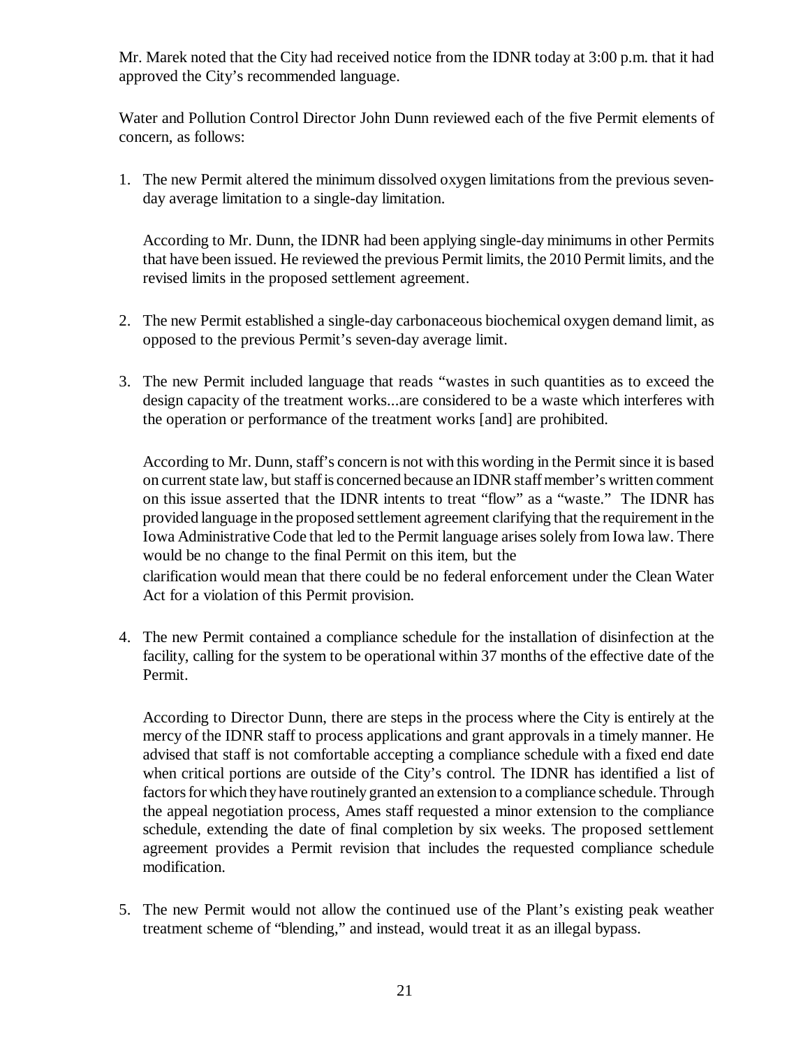Mr. Marek noted that the City had received notice from the IDNR today at 3:00 p.m. that it had approved the City's recommended language.

Water and Pollution Control Director John Dunn reviewed each of the five Permit elements of concern, as follows:

1. The new Permit altered the minimum dissolved oxygen limitations from the previous seven-day average limitation to a single-day limitation.

   According to Mr. Dunn, the IDNR had been applying single-day minimums in other Permits that have been issued. He reviewed the previous Permit limits, the 2010 Permit limits, and the revised limits in the proposed settlement agreement.

2. The new Permit established a single-day carbonaceous biochemical oxygen demand limit, as opposed to the previous Permit's seven-day average limit.

3. The new Permit included language that reads "wastes in such quantities as to exceed the design capacity of the treatment works...are considered to be a waste which interferes with the operation or performance of the treatment works [and] are prohibited.

   According to Mr. Dunn, staff's concern is not with this wording in the Permit since it is based on current state law, but staff is concerned because an IDNR staff member's written comment on this issue asserted that the IDNR intents to treat "flow" as a "waste." The IDNR has provided language in the proposed settlement agreement clarifying that the requirement in the Iowa Administrative Code that led to the Permit language arises solely from Iowa law. There would be no change to the final Permit on this item, but the clarification would mean that there could be no federal enforcement under the Clean Water Act for a violation of this Permit provision.

4. The new Permit contained a compliance schedule for the installation of disinfection at the facility, calling for the system to be operational within 37 months of the effective date of the Permit.

   According to Director Dunn, there are steps in the process where the City is entirely at the mercy of the IDNR staff to process applications and grant approvals in a timely manner. He advised that staff is not comfortable accepting a compliance schedule with a fixed end date when critical portions are outside of the City's control. The IDNR has identified a list of factors for which they have routinely granted an extension to a compliance schedule. Through the appeal negotiation process, Ames staff requested a minor extension to the compliance schedule, extending the date of final completion by six weeks. The proposed settlement agreement provides a Permit revision that includes the requested compliance schedule modification.

5. The new Permit would not allow the continued use of the Plant's existing peak weather treatment scheme of "blending," and instead, would treat it as an illegal bypass.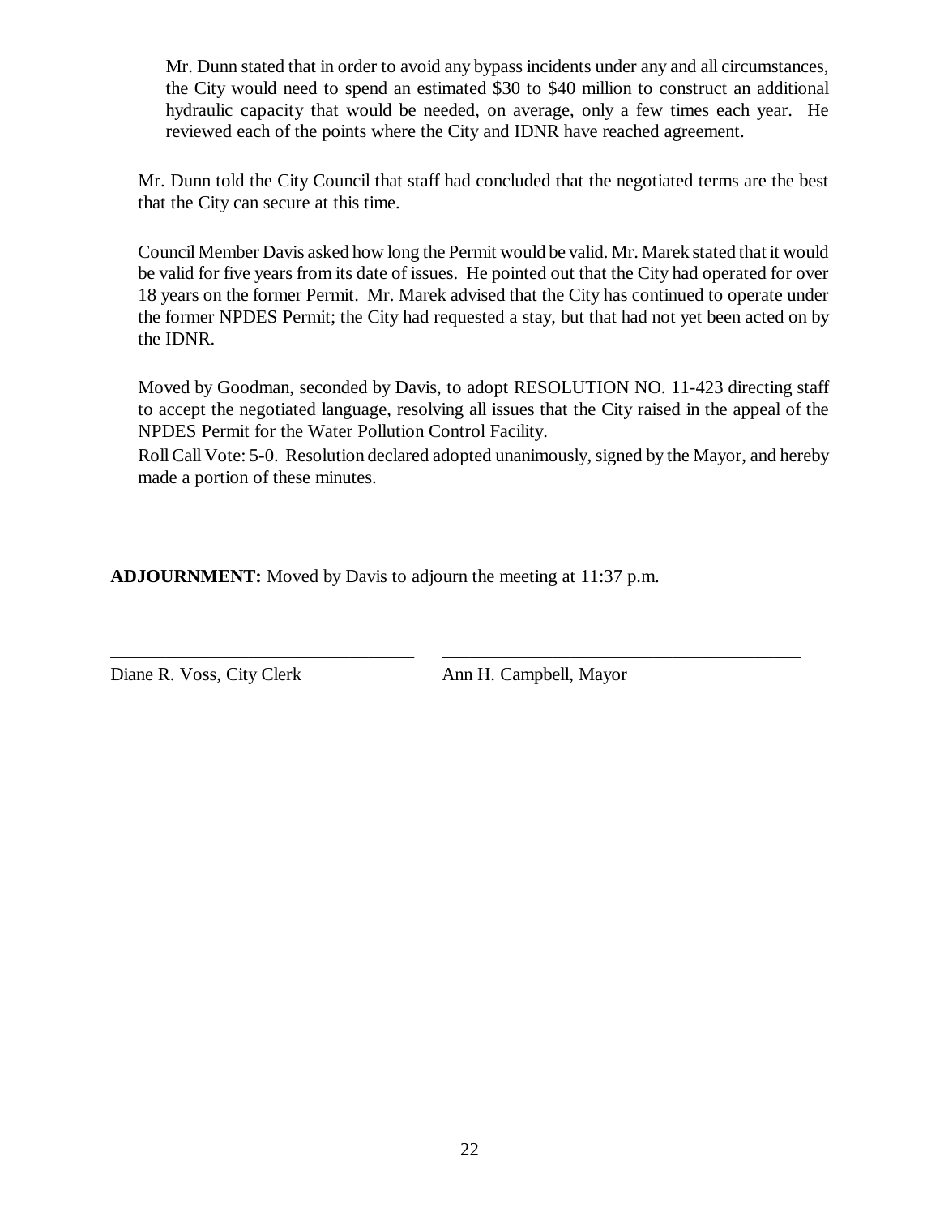Mr. Dunn stated that in order to avoid any bypass incidents under any and all circumstances, the City would need to spend an estimated $30 to $40 million to construct an additional hydraulic capacity that would be needed, on average, only a few times each year. He reviewed each of the points where the City and IDNR have reached agreement.

Mr. Dunn told the City Council that staff had concluded that the negotiated terms are the best that the City can secure at this time.

Council Member Davis asked how long the Permit would be valid. Mr. Marek stated that it would be valid for five years from its date of issues. He pointed out that the City had operated for over 18 years on the former Permit. Mr. Marek advised that the City has continued to operate under the former NPDES Permit; the City had requested a stay, but that had not yet been acted on by the IDNR.

Moved by Goodman, seconded by Davis, to adopt RESOLUTION NO. 11-423 directing staff to accept the negotiated language, resolving all issues that the City raised in the appeal of the NPDES Permit for the Water Pollution Control Facility.

Roll Call Vote: 5-0. Resolution declared adopted unanimously, signed by the Mayor, and hereby made a portion of these minutes.

**ADJOURNMENT:** Moved by Davis to adjourn the meeting at 11:37 p.m.

\_\_\_\_\_\_\_\_\_\_\_\_\_\_\_\_\_\_\_\_\_\_\_\_\_\_\_\_\_\_\_\_ \_\_\_\_\_\_\_\_\_\_\_\_\_\_\_\_\_\_\_\_\_\_\_\_\_\_\_\_\_\_\_\_\_\_\_\_\_\_

Diane R. Voss, City Clerk Ann H. Campbell, Mayor